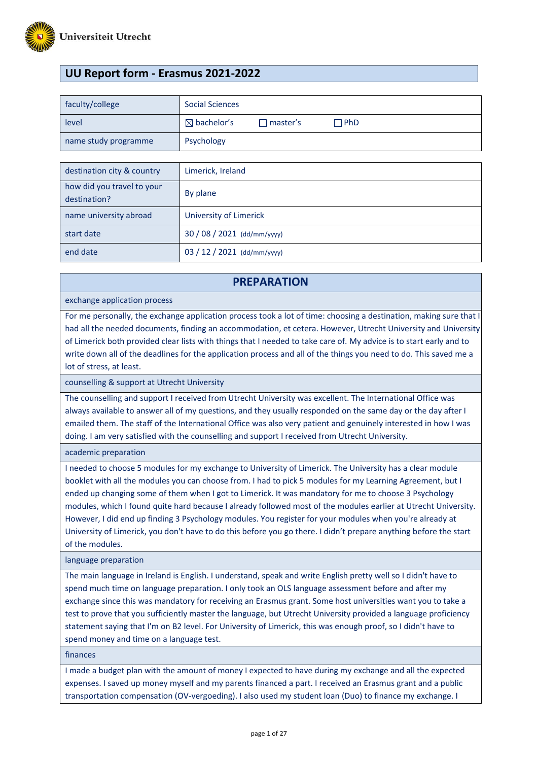Universiteit Utrecht

# UU Report form - Erasmus 2021-2022

| faculty/college | Social Sciences |
|---|---|
| level | ☒ bachelor's ☐ master's ☐ PhD |
| name study programme | Psychology |

| destination city & country | Limerick, Ireland |
|---|---|
| how did you travel to your destination? | By plane |
| name university abroad | University of Limerick |
| start date | 30 / 08 / 2021 (dd/mm/yyyy) |
| end date | 03 / 12 / 2021 (dd/mm/yyyy) |

## PREPARATION

### exchange application process

For me personally, the exchange application process took a lot of time: choosing a destination, making sure that I had all the needed documents, finding an accommodation, et cetera. However, Utrecht University and University of Limerick both provided clear lists with things that I needed to take care of. My advice is to start early and to write down all of the deadlines for the application process and all of the things you need to do. This saved me a lot of stress, at least.

### counselling & support at Utrecht University

The counselling and support I received from Utrecht University was excellent. The International Office was always available to answer all of my questions, and they usually responded on the same day or the day after I emailed them. The staff of the International Office was also very patient and genuinely interested in how I was doing. I am very satisfied with the counselling and support I received from Utrecht University.

### academic preparation

I needed to choose 5 modules for my exchange to University of Limerick. The University has a clear module booklet with all the modules you can choose from. I had to pick 5 modules for my Learning Agreement, but I ended up changing some of them when I got to Limerick. It was mandatory for me to choose 3 Psychology modules, which I found quite hard because I already followed most of the modules earlier at Utrecht University. However, I did end up finding 3 Psychology modules. You register for your modules when you're already at University of Limerick, you don't have to do this before you go there. I didn't prepare anything before the start of the modules.

### language preparation

The main language in Ireland is English. I understand, speak and write English pretty well so I didn't have to spend much time on language preparation. I only took an OLS language assessment before and after my exchange since this was mandatory for receiving an Erasmus grant. Some host universities want you to take a test to prove that you sufficiently master the language, but Utrecht University provided a language proficiency statement saying that I'm on B2 level. For University of Limerick, this was enough proof, so I didn't have to spend money and time on a language test.

### finances

I made a budget plan with the amount of money I expected to have during my exchange and all the expected expenses. I saved up money myself and my parents financed a part. I received an Erasmus grant and a public transportation compensation (OV-vergoeding). I also used my student loan (Duo) to finance my exchange. I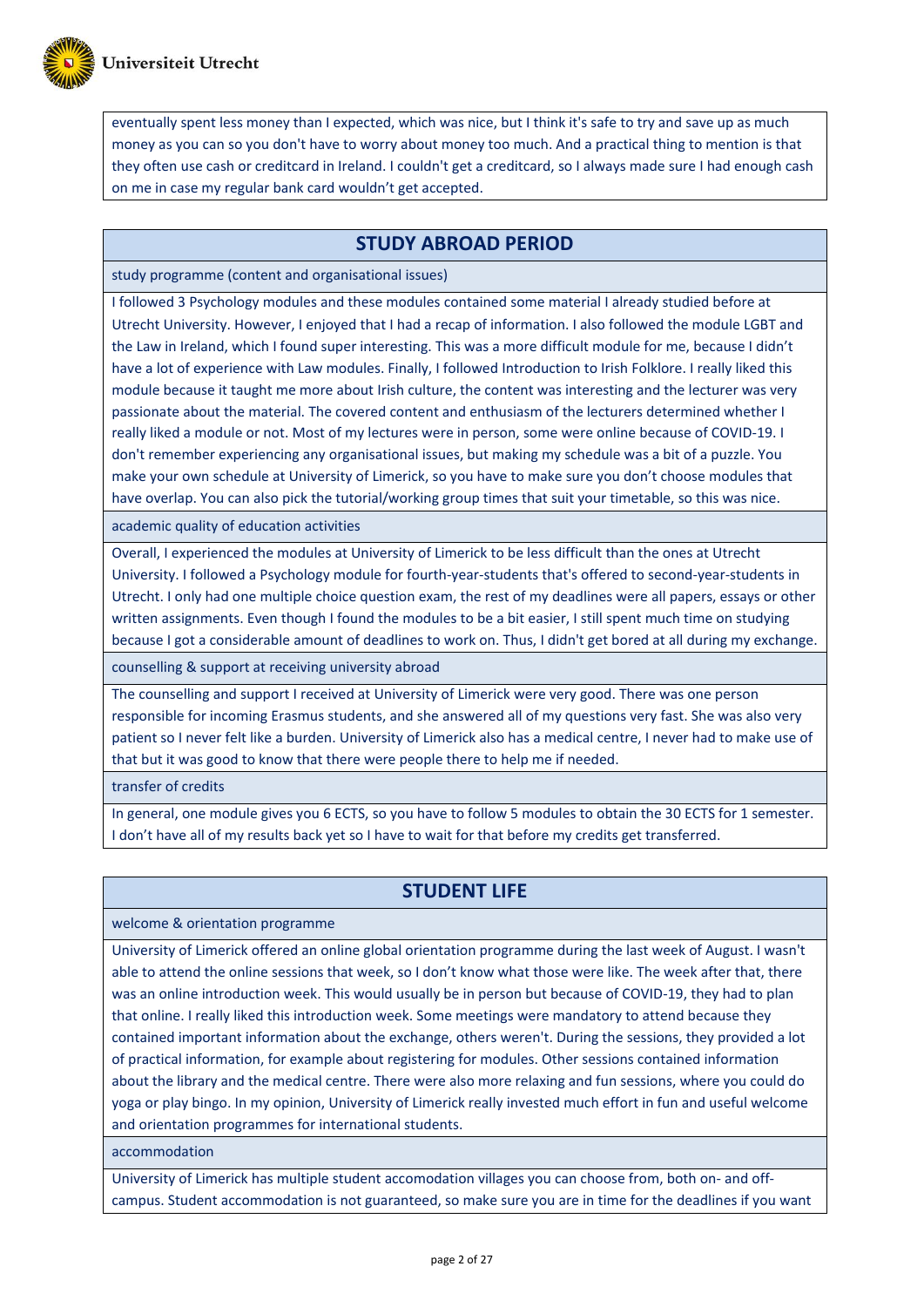eventually spent less money than I expected, which was nice, but I think it's safe to try and save up as much money as you can so you don't have to worry about money too much. And a practical thing to mention is that they often use cash or creditcard in Ireland. I couldn't get a creditcard, so I always made sure I had enough cash on me in case my regular bank card wouldn't get accepted.

## STUDY ABROAD PERIOD

### study programme (content and organisational issues)

I followed 3 Psychology modules and these modules contained some material I already studied before at Utrecht University. However, I enjoyed that I had a recap of information. I also followed the module LGBT and the Law in Ireland, which I found super interesting. This was a more difficult module for me, because I didn't have a lot of experience with Law modules. Finally, I followed Introduction to Irish Folklore. I really liked this module because it taught me more about Irish culture, the content was interesting and the lecturer was very passionate about the material. The covered content and enthusiasm of the lecturers determined whether I really liked a module or not. Most of my lectures were in person, some were online because of COVID-19. I don't remember experiencing any organisational issues, but making my schedule was a bit of a puzzle. You make your own schedule at University of Limerick, so you have to make sure you don't choose modules that have overlap. You can also pick the tutorial/working group times that suit your timetable, so this was nice.

### academic quality of education activities

Overall, I experienced the modules at University of Limerick to be less difficult than the ones at Utrecht University. I followed a Psychology module for fourth-year-students that's offered to second-year-students in Utrecht. I only had one multiple choice question exam, the rest of my deadlines were all papers, essays or other written assignments. Even though I found the modules to be a bit easier, I still spent much time on studying because I got a considerable amount of deadlines to work on. Thus, I didn't get bored at all during my exchange.

### counselling & support at receiving university abroad

The counselling and support I received at University of Limerick were very good. There was one person responsible for incoming Erasmus students, and she answered all of my questions very fast. She was also very patient so I never felt like a burden. University of Limerick also has a medical centre, I never had to make use of that but it was good to know that there were people there to help me if needed.

### transfer of credits

In general, one module gives you 6 ECTS, so you have to follow 5 modules to obtain the 30 ECTS for 1 semester. I don't have all of my results back yet so I have to wait for that before my credits get transferred.

## STUDENT LIFE

### welcome & orientation programme

University of Limerick offered an online global orientation programme during the last week of August. I wasn't able to attend the online sessions that week, so I don't know what those were like. The week after that, there was an online introduction week. This would usually be in person but because of COVID-19, they had to plan that online. I really liked this introduction week. Some meetings were mandatory to attend because they contained important information about the exchange, others weren't. During the sessions, they provided a lot of practical information, for example about registering for modules. Other sessions contained information about the library and the medical centre. There were also more relaxing and fun sessions, where you could do yoga or play bingo. In my opinion, University of Limerick really invested much effort in fun and useful welcome and orientation programmes for international students.

### accommodation

University of Limerick has multiple student accomodation villages you can choose from, both on- and off-campus. Student accommodation is not guaranteed, so make sure you are in time for the deadlines if you want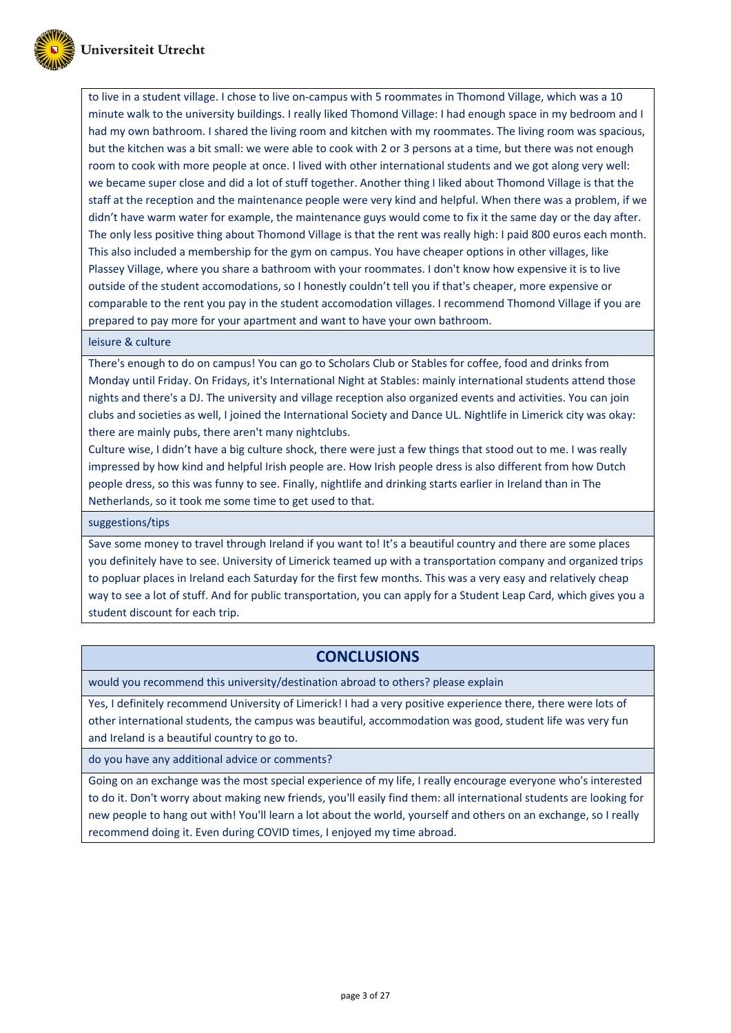to live in a student village. I chose to live on-campus with 5 roommates in Thomond Village, which was a 10 minute walk to the university buildings. I really liked Thomond Village: I had enough space in my bedroom and I had my own bathroom. I shared the living room and kitchen with my roommates. The living room was spacious, but the kitchen was a bit small: we were able to cook with 2 or 3 persons at a time, but there was not enough room to cook with more people at once. I lived with other international students and we got along very well: we became super close and did a lot of stuff together. Another thing I liked about Thomond Village is that the staff at the reception and the maintenance people were very kind and helpful. When there was a problem, if we didn't have warm water for example, the maintenance guys would come to fix it the same day or the day after. The only less positive thing about Thomond Village is that the rent was really high: I paid 800 euros each month. This also included a membership for the gym on campus. You have cheaper options in other villages, like Plassey Village, where you share a bathroom with your roommates. I don't know how expensive it is to live outside of the student accomodations, so I honestly couldn't tell you if that's cheaper, more expensive or comparable to the rent you pay in the student accomodation villages. I recommend Thomond Village if you are prepared to pay more for your apartment and want to have your own bathroom.

leisure & culture

There's enough to do on campus! You can go to Scholars Club or Stables for coffee, food and drinks from Monday until Friday. On Fridays, it's International Night at Stables: mainly international students attend those nights and there's a DJ. The university and village reception also organized events and activities. You can join clubs and societies as well, I joined the International Society and Dance UL. Nightlife in Limerick city was okay: there are mainly pubs, there aren't many nightclubs.

Culture wise, I didn't have a big culture shock, there were just a few things that stood out to me. I was really impressed by how kind and helpful Irish people are. How Irish people dress is also different from how Dutch people dress, so this was funny to see. Finally, nightlife and drinking starts earlier in Ireland than in The Netherlands, so it took me some time to get used to that.

suggestions/tips

Save some money to travel through Ireland if you want to! It's a beautiful country and there are some places you definitely have to see. University of Limerick teamed up with a transportation company and organized trips to popluar places in Ireland each Saturday for the first few months. This was a very easy and relatively cheap way to see a lot of stuff. And for public transportation, you can apply for a Student Leap Card, which gives you a student discount for each trip.

## CONCLUSIONS

would you recommend this university/destination abroad to others? please explain

Yes, I definitely recommend University of Limerick! I had a very positive experience there, there were lots of other international students, the campus was beautiful, accommodation was good, student life was very fun and Ireland is a beautiful country to go to.

do you have any additional advice or comments?

Going on an exchange was the most special experience of my life, I really encourage everyone who's interested to do it. Don't worry about making new friends, you'll easily find them: all international students are looking for new people to hang out with! You'll learn a lot about the world, yourself and others on an exchange, so I really recommend doing it. Even during COVID times, I enjoyed my time abroad.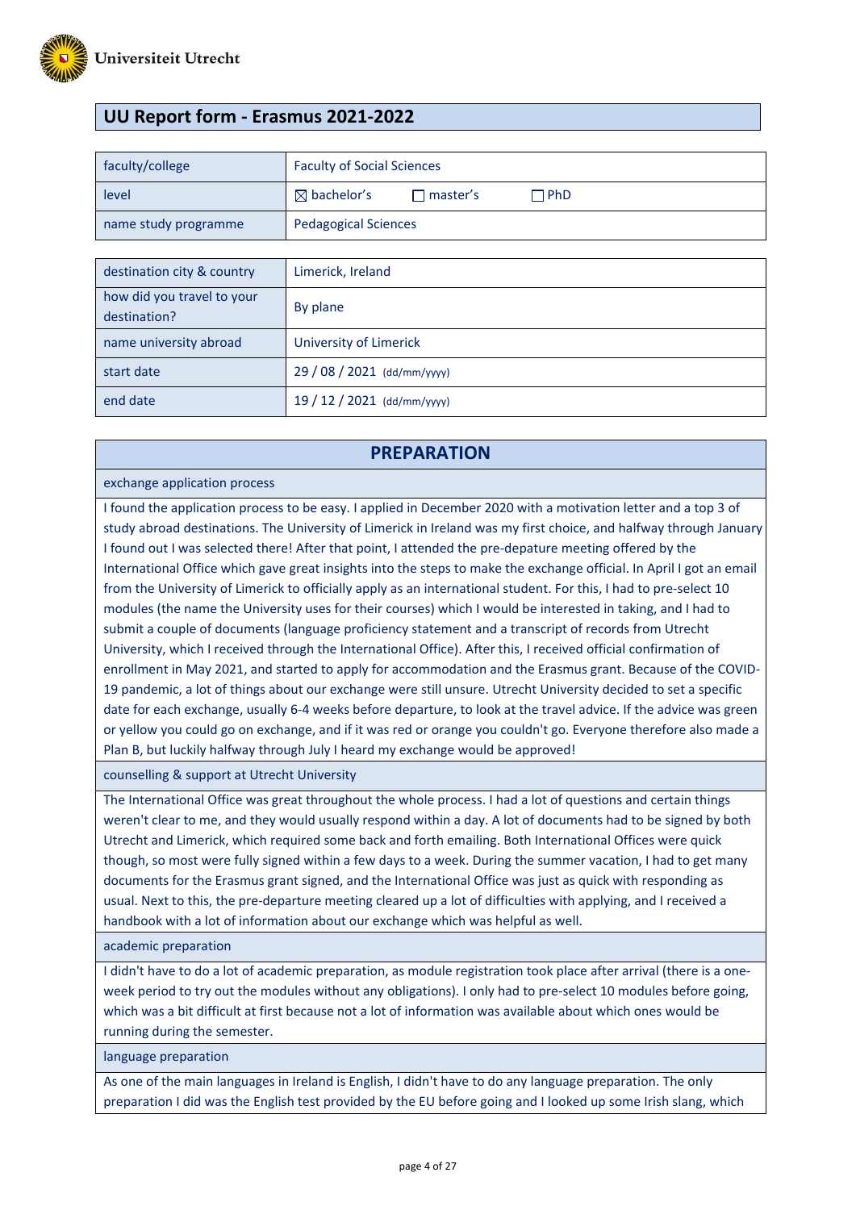Universiteit Utrecht

# UU Report form - Erasmus 2021-2022

| faculty/college | Faculty of Social Sciences |
|---|---|
| level | ☒ bachelor's ☐ master's ☐ PhD |
| name study programme | Pedagogical Sciences |

| destination city & country | Limerick, Ireland |
|---|---|
| how did you travel to your destination? | By plane |
| name university abroad | University of Limerick |
| start date | 29 / 08 / 2021 (dd/mm/yyyy) |
| end date | 19 / 12 / 2021 (dd/mm/yyyy) |

## PREPARATION

### exchange application process

I found the application process to be easy. I applied in December 2020 with a motivation letter and a top 3 of study abroad destinations. The University of Limerick in Ireland was my first choice, and halfway through January I found out I was selected there! After that point, I attended the pre-depature meeting offered by the International Office which gave great insights into the steps to make the exchange official. In April I got an email from the University of Limerick to officially apply as an international student. For this, I had to pre-select 10 modules (the name the University uses for their courses) which I would be interested in taking, and I had to submit a couple of documents (language proficiency statement and a transcript of records from Utrecht University, which I received through the International Office). After this, I received official confirmation of enrollment in May 2021, and started to apply for accommodation and the Erasmus grant. Because of the COVID-19 pandemic, a lot of things about our exchange were still unsure. Utrecht University decided to set a specific date for each exchange, usually 6-4 weeks before departure, to look at the travel advice. If the advice was green or yellow you could go on exchange, and if it was red or orange you couldn't go. Everyone therefore also made a Plan B, but luckily halfway through July I heard my exchange would be approved!

### counselling & support at Utrecht University

The International Office was great throughout the whole process. I had a lot of questions and certain things weren't clear to me, and they would usually respond within a day. A lot of documents had to be signed by both Utrecht and Limerick, which required some back and forth emailing. Both International Offices were quick though, so most were fully signed within a few days to a week. During the summer vacation, I had to get many documents for the Erasmus grant signed, and the International Office was just as quick with responding as usual. Next to this, the pre-departure meeting cleared up a lot of difficulties with applying, and I received a handbook with a lot of information about our exchange which was helpful as well.

### academic preparation

I didn't have to do a lot of academic preparation, as module registration took place after arrival (there is a one-week period to try out the modules without any obligations). I only had to pre-select 10 modules before going, which was a bit difficult at first because not a lot of information was available about which ones would be running during the semester.

### language preparation

As one of the main languages in Ireland is English, I didn't have to do any language preparation. The only preparation I did was the English test provided by the EU before going and I looked up some Irish slang, which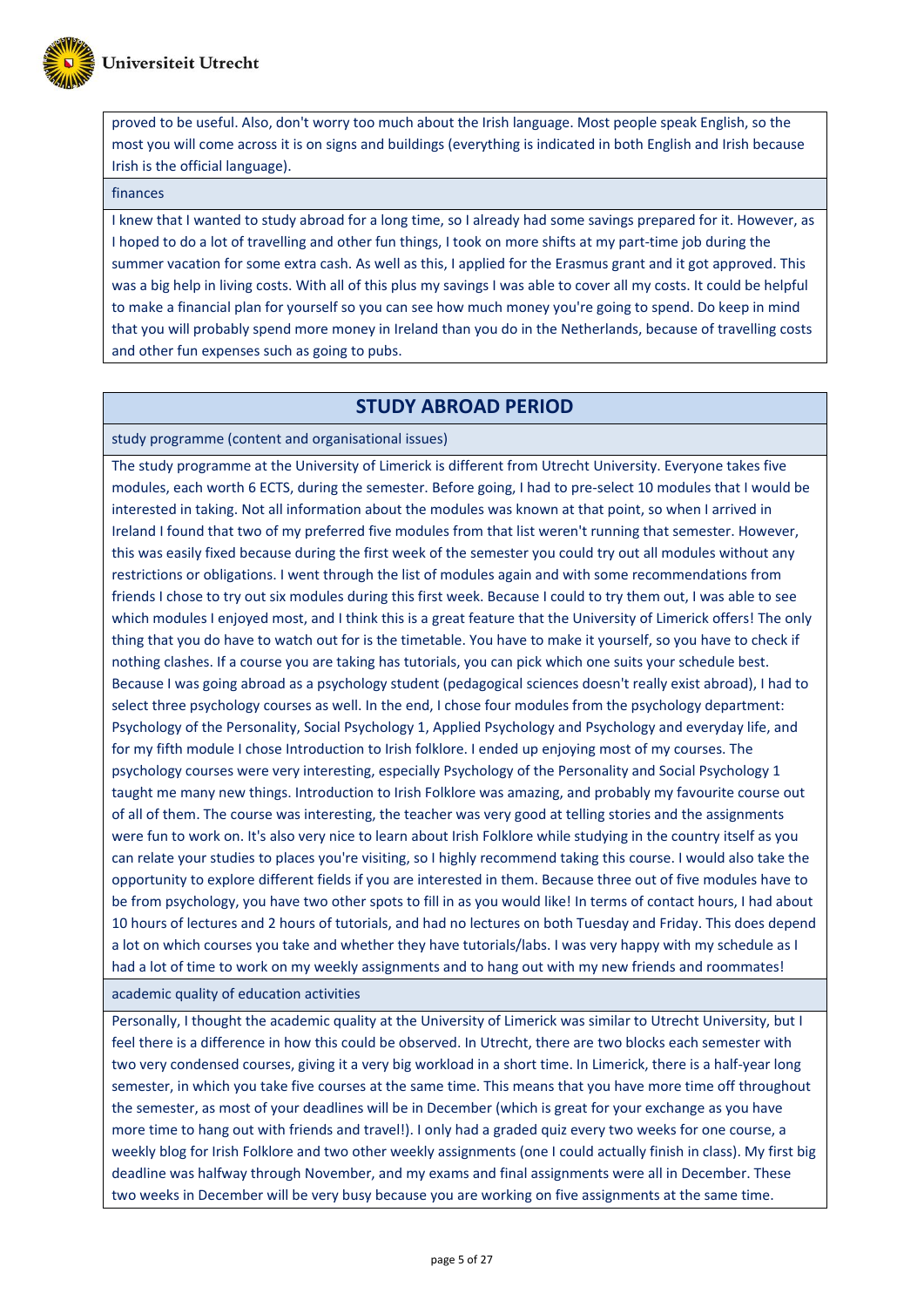proved to be useful. Also, don't worry too much about the Irish language. Most people speak English, so the most you will come across it is on signs and buildings (everything is indicated in both English and Irish because Irish is the official language).

### finances

I knew that I wanted to study abroad for a long time, so I already had some savings prepared for it. However, as I hoped to do a lot of travelling and other fun things, I took on more shifts at my part-time job during the summer vacation for some extra cash. As well as this, I applied for the Erasmus grant and it got approved. This was a big help in living costs. With all of this plus my savings I was able to cover all my costs. It could be helpful to make a financial plan for yourself so you can see how much money you're going to spend. Do keep in mind that you will probably spend more money in Ireland than you do in the Netherlands, because of travelling costs and other fun expenses such as going to pubs.

## STUDY ABROAD PERIOD

### study programme (content and organisational issues)

The study programme at the University of Limerick is different from Utrecht University. Everyone takes five modules, each worth 6 ECTS, during the semester. Before going, I had to pre-select 10 modules that I would be interested in taking. Not all information about the modules was known at that point, so when I arrived in Ireland I found that two of my preferred five modules from that list weren't running that semester. However, this was easily fixed because during the first week of the semester you could try out all modules without any restrictions or obligations. I went through the list of modules again and with some recommendations from friends I chose to try out six modules during this first week. Because I could to try them out, I was able to see which modules I enjoyed most, and I think this is a great feature that the University of Limerick offers! The only thing that you do have to watch out for is the timetable. You have to make it yourself, so you have to check if nothing clashes. If a course you are taking has tutorials, you can pick which one suits your schedule best. Because I was going abroad as a psychology student (pedagogical sciences doesn't really exist abroad), I had to select three psychology courses as well. In the end, I chose four modules from the psychology department: Psychology of the Personality, Social Psychology 1, Applied Psychology and Psychology and everyday life, and for my fifth module I chose Introduction to Irish folklore. I ended up enjoying most of my courses. The psychology courses were very interesting, especially Psychology of the Personality and Social Psychology 1 taught me many new things. Introduction to Irish Folklore was amazing, and probably my favourite course out of all of them. The course was interesting, the teacher was very good at telling stories and the assignments were fun to work on. It's also very nice to learn about Irish Folklore while studying in the country itself as you can relate your studies to places you're visiting, so I highly recommend taking this course. I would also take the opportunity to explore different fields if you are interested in them. Because three out of five modules have to be from psychology, you have two other spots to fill in as you would like! In terms of contact hours, I had about 10 hours of lectures and 2 hours of tutorials, and had no lectures on both Tuesday and Friday. This does depend a lot on which courses you take and whether they have tutorials/labs. I was very happy with my schedule as I had a lot of time to work on my weekly assignments and to hang out with my new friends and roommates!

### academic quality of education activities

Personally, I thought the academic quality at the University of Limerick was similar to Utrecht University, but I feel there is a difference in how this could be observed. In Utrecht, there are two blocks each semester with two very condensed courses, giving it a very big workload in a short time. In Limerick, there is a half-year long semester, in which you take five courses at the same time. This means that you have more time off throughout the semester, as most of your deadlines will be in December (which is great for your exchange as you have more time to hang out with friends and travel!). I only had a graded quiz every two weeks for one course, a weekly blog for Irish Folklore and two other weekly assignments (one I could actually finish in class). My first big deadline was halfway through November, and my exams and final assignments were all in December. These two weeks in December will be very busy because you are working on five assignments at the same time.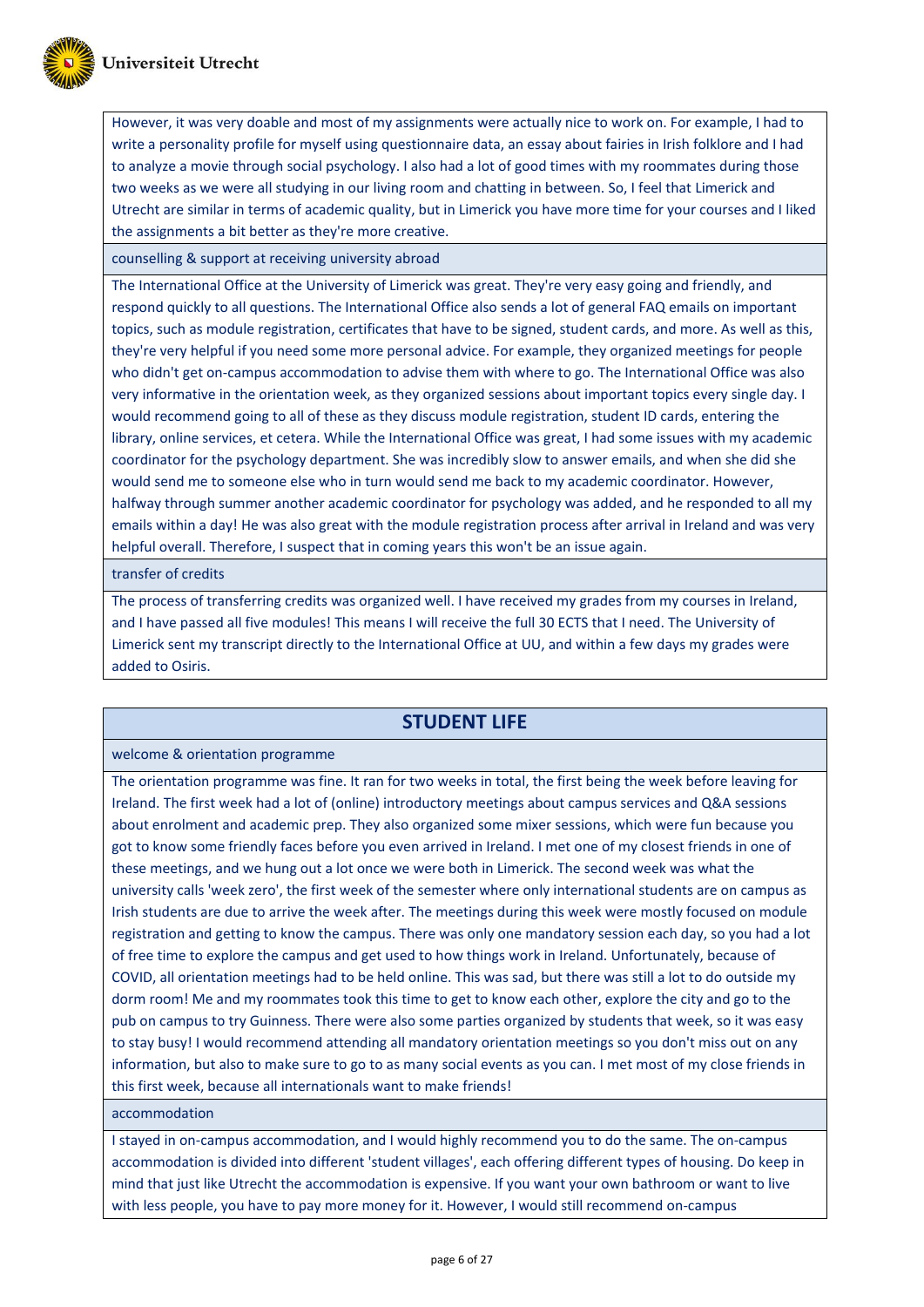However, it was very doable and most of my assignments were actually nice to work on. For example, I had to write a personality profile for myself using questionnaire data, an essay about fairies in Irish folklore and I had to analyze a movie through social psychology. I also had a lot of good times with my roommates during those two weeks as we were all studying in our living room and chatting in between. So, I feel that Limerick and Utrecht are similar in terms of academic quality, but in Limerick you have more time for your courses and I liked the assignments a bit better as they're more creative.

### counselling & support at receiving university abroad

The International Office at the University of Limerick was great. They're very easy going and friendly, and respond quickly to all questions. The International Office also sends a lot of general FAQ emails on important topics, such as module registration, certificates that have to be signed, student cards, and more. As well as this, they're very helpful if you need some more personal advice. For example, they organized meetings for people who didn't get on-campus accommodation to advise them with where to go. The International Office was also very informative in the orientation week, as they organized sessions about important topics every single day. I would recommend going to all of these as they discuss module registration, student ID cards, entering the library, online services, et cetera. While the International Office was great, I had some issues with my academic coordinator for the psychology department. She was incredibly slow to answer emails, and when she did she would send me to someone else who in turn would send me back to my academic coordinator. However, halfway through summer another academic coordinator for psychology was added, and he responded to all my emails within a day! He was also great with the module registration process after arrival in Ireland and was very helpful overall. Therefore, I suspect that in coming years this won't be an issue again.

### transfer of credits

The process of transferring credits was organized well. I have received my grades from my courses in Ireland, and I have passed all five modules! This means I will receive the full 30 ECTS that I need. The University of Limerick sent my transcript directly to the International Office at UU, and within a few days my grades were added to Osiris.

## STUDENT LIFE

### welcome & orientation programme

The orientation programme was fine. It ran for two weeks in total, the first being the week before leaving for Ireland. The first week had a lot of (online) introductory meetings about campus services and Q&A sessions about enrolment and academic prep. They also organized some mixer sessions, which were fun because you got to know some friendly faces before you even arrived in Ireland. I met one of my closest friends in one of these meetings, and we hung out a lot once we were both in Limerick. The second week was what the university calls 'week zero', the first week of the semester where only international students are on campus as Irish students are due to arrive the week after. The meetings during this week were mostly focused on module registration and getting to know the campus. There was only one mandatory session each day, so you had a lot of free time to explore the campus and get used to how things work in Ireland. Unfortunately, because of COVID, all orientation meetings had to be held online. This was sad, but there was still a lot to do outside my dorm room! Me and my roommates took this time to get to know each other, explore the city and go to the pub on campus to try Guinness. There were also some parties organized by students that week, so it was easy to stay busy! I would recommend attending all mandatory orientation meetings so you don't miss out on any information, but also to make sure to go to as many social events as you can. I met most of my close friends in this first week, because all internationals want to make friends!

### accommodation

I stayed in on-campus accommodation, and I would highly recommend you to do the same. The on-campus accommodation is divided into different 'student villages', each offering different types of housing. Do keep in mind that just like Utrecht the accommodation is expensive. If you want your own bathroom or want to live with less people, you have to pay more money for it. However, I would still recommend on-campus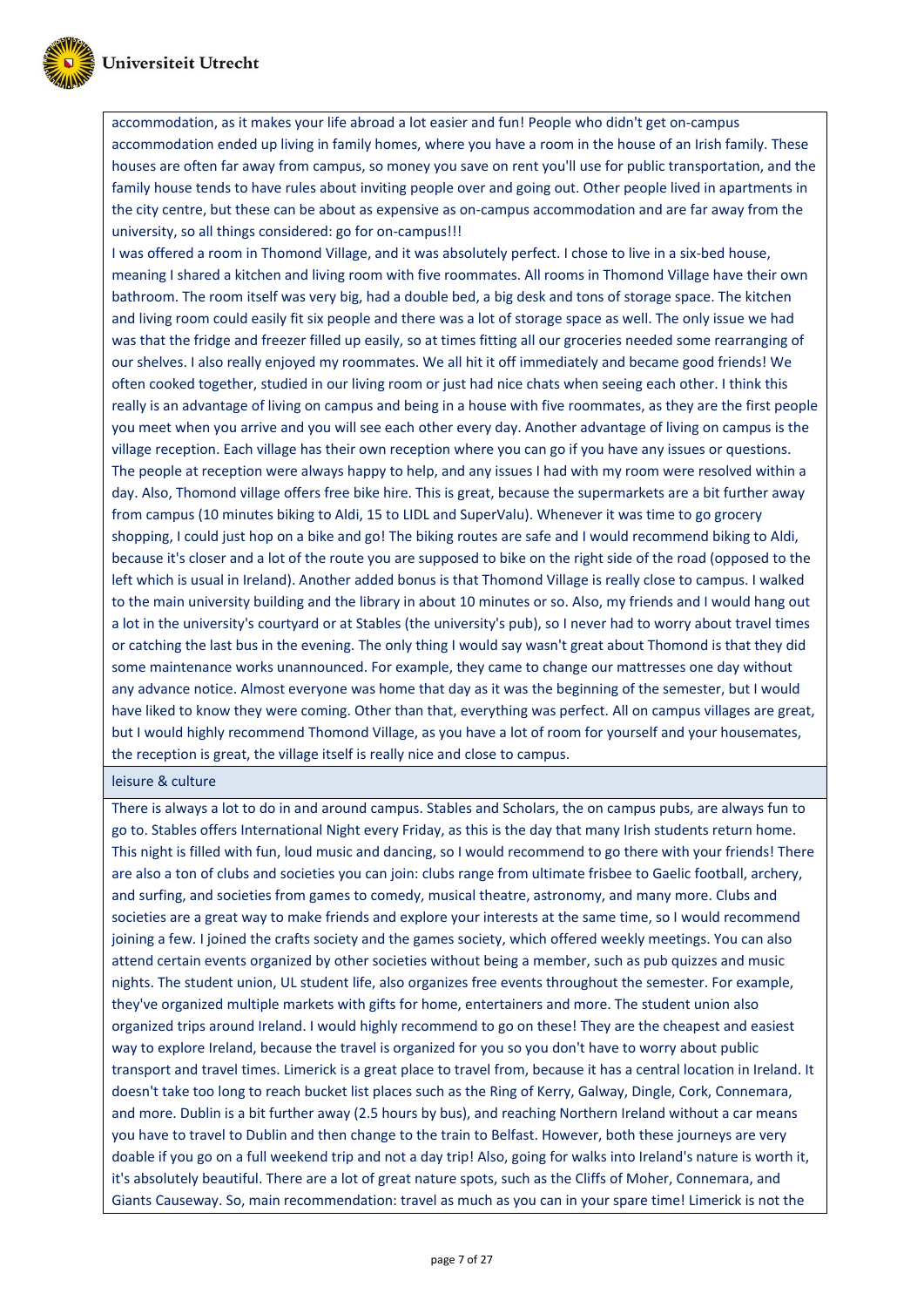accommodation, as it makes your life abroad a lot easier and fun! People who didn't get on-campus accommodation ended up living in family homes, where you have a room in the house of an Irish family. These houses are often far away from campus, so money you save on rent you'll use for public transportation, and the family house tends to have rules about inviting people over and going out. Other people lived in apartments in the city centre, but these can be about as expensive as on-campus accommodation and are far away from the university, so all things considered: go for on-campus!!!

I was offered a room in Thomond Village, and it was absolutely perfect. I chose to live in a six-bed house, meaning I shared a kitchen and living room with five roommates. All rooms in Thomond Village have their own bathroom. The room itself was very big, had a double bed, a big desk and tons of storage space. The kitchen and living room could easily fit six people and there was a lot of storage space as well. The only issue we had was that the fridge and freezer filled up easily, so at times fitting all our groceries needed some rearranging of our shelves. I also really enjoyed my roommates. We all hit it off immediately and became good friends! We often cooked together, studied in our living room or just had nice chats when seeing each other. I think this really is an advantage of living on campus and being in a house with five roommates, as they are the first people you meet when you arrive and you will see each other every day. Another advantage of living on campus is the village reception. Each village has their own reception where you can go if you have any issues or questions. The people at reception were always happy to help, and any issues I had with my room were resolved within a day. Also, Thomond village offers free bike hire. This is great, because the supermarkets are a bit further away from campus (10 minutes biking to Aldi, 15 to LIDL and SuperValu). Whenever it was time to go grocery shopping, I could just hop on a bike and go! The biking routes are safe and I would recommend biking to Aldi, because it's closer and a lot of the route you are supposed to bike on the right side of the road (opposed to the left which is usual in Ireland). Another added bonus is that Thomond Village is really close to campus. I walked to the main university building and the library in about 10 minutes or so. Also, my friends and I would hang out a lot in the university's courtyard or at Stables (the university's pub), so I never had to worry about travel times or catching the last bus in the evening. The only thing I would say wasn't great about Thomond is that they did some maintenance works unannounced. For example, they came to change our mattresses one day without any advance notice. Almost everyone was home that day as it was the beginning of the semester, but I would have liked to know they were coming. Other than that, everything was perfect. All on campus villages are great, but I would highly recommend Thomond Village, as you have a lot of room for yourself and your housemates, the reception is great, the village itself is really nice and close to campus.

## leisure & culture

There is always a lot to do in and around campus. Stables and Scholars, the on campus pubs, are always fun to go to. Stables offers International Night every Friday, as this is the day that many Irish students return home. This night is filled with fun, loud music and dancing, so I would recommend to go there with your friends! There are also a ton of clubs and societies you can join: clubs range from ultimate frisbee to Gaelic football, archery, and surfing, and societies from games to comedy, musical theatre, astronomy, and many more. Clubs and societies are a great way to make friends and explore your interests at the same time, so I would recommend joining a few. I joined the crafts society and the games society, which offered weekly meetings. You can also attend certain events organized by other societies without being a member, such as pub quizzes and music nights. The student union, UL student life, also organizes free events throughout the semester. For example, they've organized multiple markets with gifts for home, entertainers and more. The student union also organized trips around Ireland. I would highly recommend to go on these! They are the cheapest and easiest way to explore Ireland, because the travel is organized for you so you don't have to worry about public transport and travel times. Limerick is a great place to travel from, because it has a central location in Ireland. It doesn't take too long to reach bucket list places such as the Ring of Kerry, Galway, Dingle, Cork, Connemara, and more. Dublin is a bit further away (2.5 hours by bus), and reaching Northern Ireland without a car means you have to travel to Dublin and then change to the train to Belfast. However, both these journeys are very doable if you go on a full weekend trip and not a day trip! Also, going for walks into Ireland's nature is worth it, it's absolutely beautiful. There are a lot of great nature spots, such as the Cliffs of Moher, Connemara, and Giants Causeway. So, main recommendation: travel as much as you can in your spare time! Limerick is not the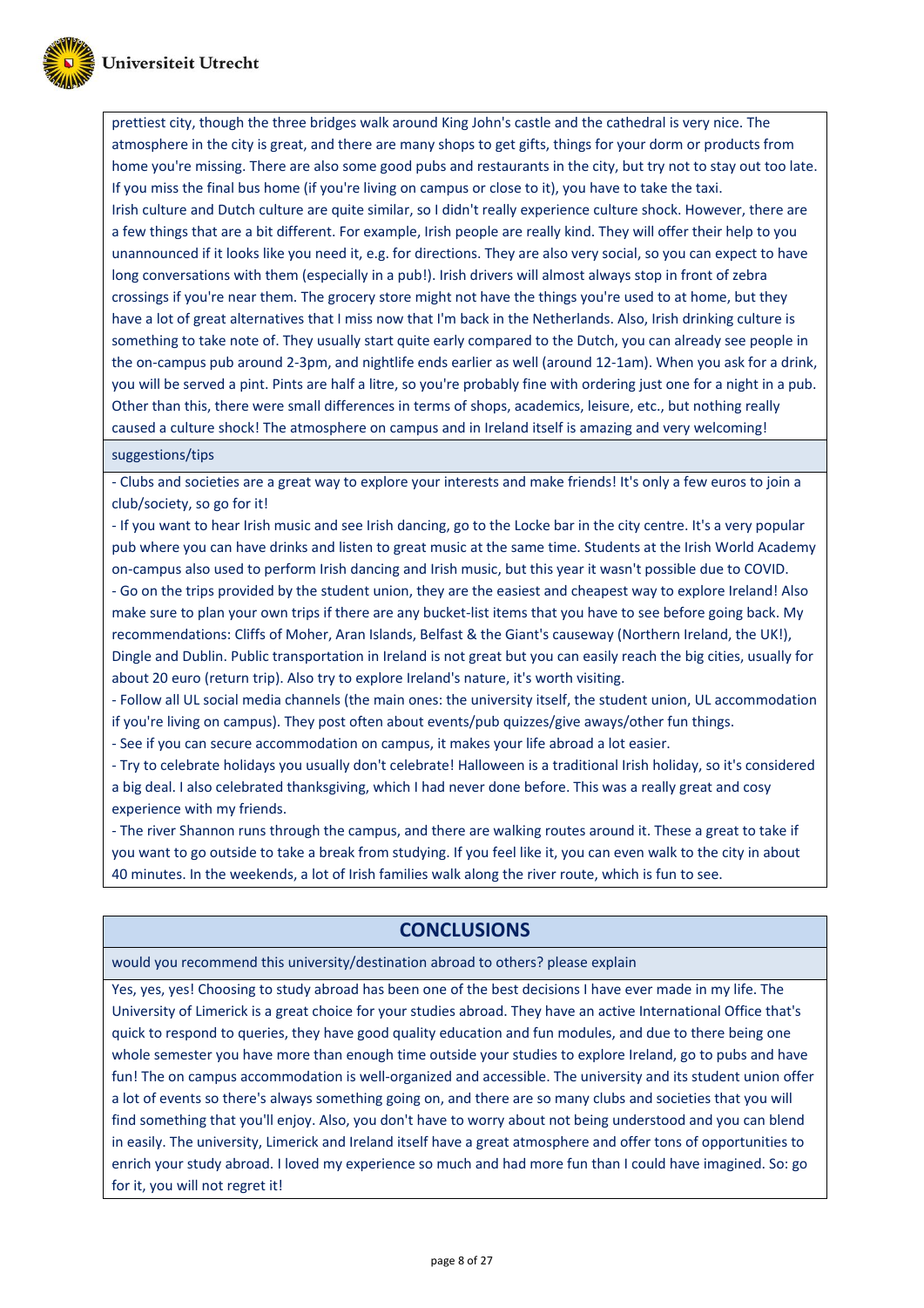prettiest city, though the three bridges walk around King John's castle and the cathedral is very nice. The atmosphere in the city is great, and there are many shops to get gifts, things for your dorm or products from home you're missing. There are also some good pubs and restaurants in the city, but try not to stay out too late. If you miss the final bus home (if you're living on campus or close to it), you have to take the taxi.

Irish culture and Dutch culture are quite similar, so I didn't really experience culture shock. However, there are a few things that are a bit different. For example, Irish people are really kind. They will offer their help to you unannounced if it looks like you need it, e.g. for directions. They are also very social, so you can expect to have long conversations with them (especially in a pub!). Irish drivers will almost always stop in front of zebra crossings if you're near them. The grocery store might not have the things you're used to at home, but they have a lot of great alternatives that I miss now that I'm back in the Netherlands. Also, Irish drinking culture is something to take note of. They usually start quite early compared to the Dutch, you can already see people in the on-campus pub around 2-3pm, and nightlife ends earlier as well (around 12-1am). When you ask for a drink, you will be served a pint. Pints are half a litre, so you're probably fine with ordering just one for a night in a pub. Other than this, there were small differences in terms of shops, academics, leisure, etc., but nothing really caused a culture shock! The atmosphere on campus and in Ireland itself is amazing and very welcoming!

suggestions/tips

- Clubs and societies are a great way to explore your interests and make friends! It's only a few euros to join a club/society, so go for it!
- If you want to hear Irish music and see Irish dancing, go to the Locke bar in the city centre. It's a very popular pub where you can have drinks and listen to great music at the same time. Students at the Irish World Academy on-campus also used to perform Irish dancing and Irish music, but this year it wasn't possible due to COVID.
- Go on the trips provided by the student union, they are the easiest and cheapest way to explore Ireland! Also make sure to plan your own trips if there are any bucket-list items that you have to see before going back. My recommendations: Cliffs of Moher, Aran Islands, Belfast & the Giant's causeway (Northern Ireland, the UK!), Dingle and Dublin. Public transportation in Ireland is not great but you can easily reach the big cities, usually for about 20 euro (return trip). Also try to explore Ireland's nature, it's worth visiting.
- Follow all UL social media channels (the main ones: the university itself, the student union, UL accommodation if you're living on campus). They post often about events/pub quizzes/give aways/other fun things.
- See if you can secure accommodation on campus, it makes your life abroad a lot easier.
- Try to celebrate holidays you usually don't celebrate! Halloween is a traditional Irish holiday, so it's considered a big deal. I also celebrated thanksgiving, which I had never done before. This was a really great and cosy experience with my friends.
- The river Shannon runs through the campus, and there are walking routes around it. These a great to take if you want to go outside to take a break from studying. If you feel like it, you can even walk to the city in about 40 minutes. In the weekends, a lot of Irish families walk along the river route, which is fun to see.

## CONCLUSIONS

would you recommend this university/destination abroad to others? please explain

Yes, yes, yes! Choosing to study abroad has been one of the best decisions I have ever made in my life. The University of Limerick is a great choice for your studies abroad. They have an active International Office that's quick to respond to queries, they have good quality education and fun modules, and due to there being one whole semester you have more than enough time outside your studies to explore Ireland, go to pubs and have fun! The on campus accommodation is well-organized and accessible. The university and its student union offer a lot of events so there's always something going on, and there are so many clubs and societies that you will find something that you'll enjoy. Also, you don't have to worry about not being understood and you can blend in easily. The university, Limerick and Ireland itself have a great atmosphere and offer tons of opportunities to enrich your study abroad. I loved my experience so much and had more fun than I could have imagined. So: go for it, you will not regret it!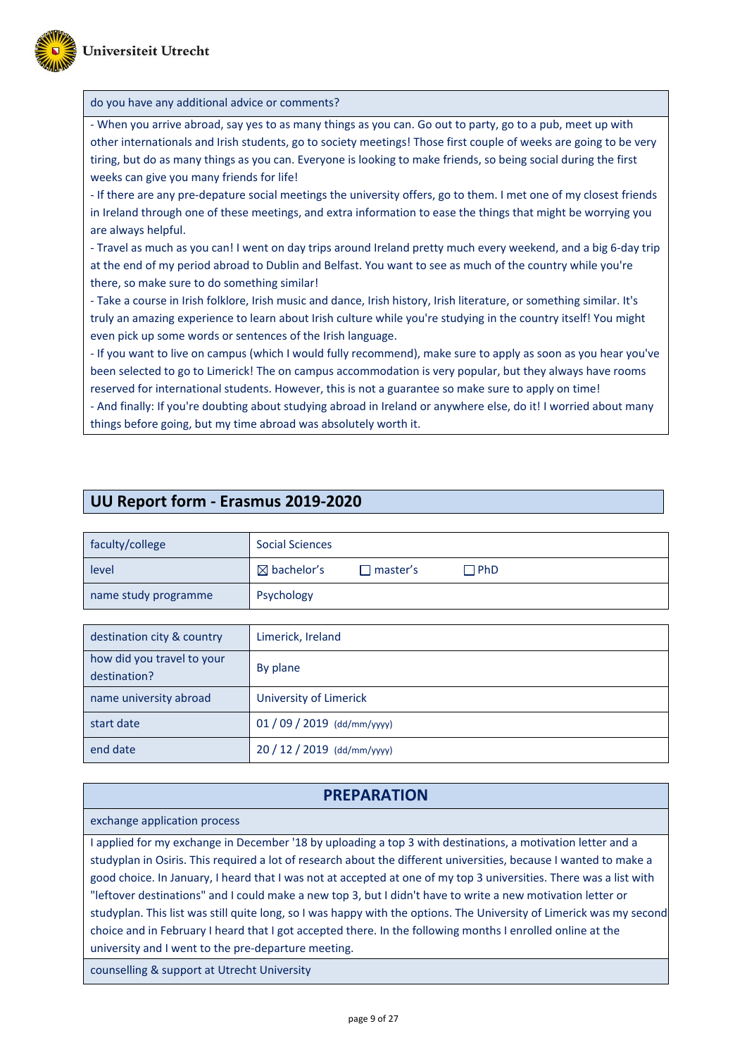| do you have any additional advice or comments? |
|---|
| - When you arrive abroad, say yes to as many things as you can. Go out to party, go to a pub, meet up with other internationals and Irish students, go to society meetings! Those first couple of weeks are going to be very tiring, but do as many things as you can. Everyone is looking to make friends, so being social during the first weeks can give you many friends for life!<br>- If there are any pre-depature social meetings the university offers, go to them. I met one of my closest friends in Ireland through one of these meetings, and extra information to ease the things that might be worrying you are always helpful.<br>- Travel as much as you can! I went on day trips around Ireland pretty much every weekend, and a big 6-day trip at the end of my period abroad to Dublin and Belfast. You want to see as much of the country while you're there, so make sure to do something similar!<br>- Take a course in Irish folklore, Irish music and dance, Irish history, Irish literature, or something similar. It's truly an amazing experience to learn about Irish culture while you're studying in the country itself! You might even pick up some words or sentences of the Irish language.<br>- If you want to live on campus (which I would fully recommend), make sure to apply as soon as you hear you've been selected to go to Limerick! The on campus accommodation is very popular, but they always have rooms reserved for international students. However, this is not a guarantee so make sure to apply on time!<br>- And finally: If you're doubting about studying abroad in Ireland or anywhere else, do it! I worried about many things before going, but my time abroad was absolutely worth it. |

## UU Report form - Erasmus 2019-2020

| faculty/college | Social Sciences |
|---|---|
| level | ☒ bachelor's ☐ master's ☐ PhD |
| name study programme | Psychology |

| destination city & country | Limerick, Ireland |
|---|---|
| how did you travel to your destination? | By plane |
| name university abroad | University of Limerick |
| start date | 01 / 09 / 2019 (dd/mm/yyyy) |
| end date | 20 / 12 / 2019 (dd/mm/yyyy) |

## PREPARATION

| exchange application process |
|---|
| I applied for my exchange in December '18 by uploading a top 3 with destinations, a motivation letter and a studyplan in Osiris. This required a lot of research about the different universities, because I wanted to make a good choice. In January, I heard that I was not at accepted at one of my top 3 universities. There was a list with "leftover destinations" and I could make a new top 3, but I didn't have to write a new motivation letter or studyplan. This list was still quite long, so I was happy with the options. The University of Limerick was my second choice and in February I heard that I got accepted there. In the following months I enrolled online at the university and I went to the pre-departure meeting. |
| counselling & support at Utrecht University |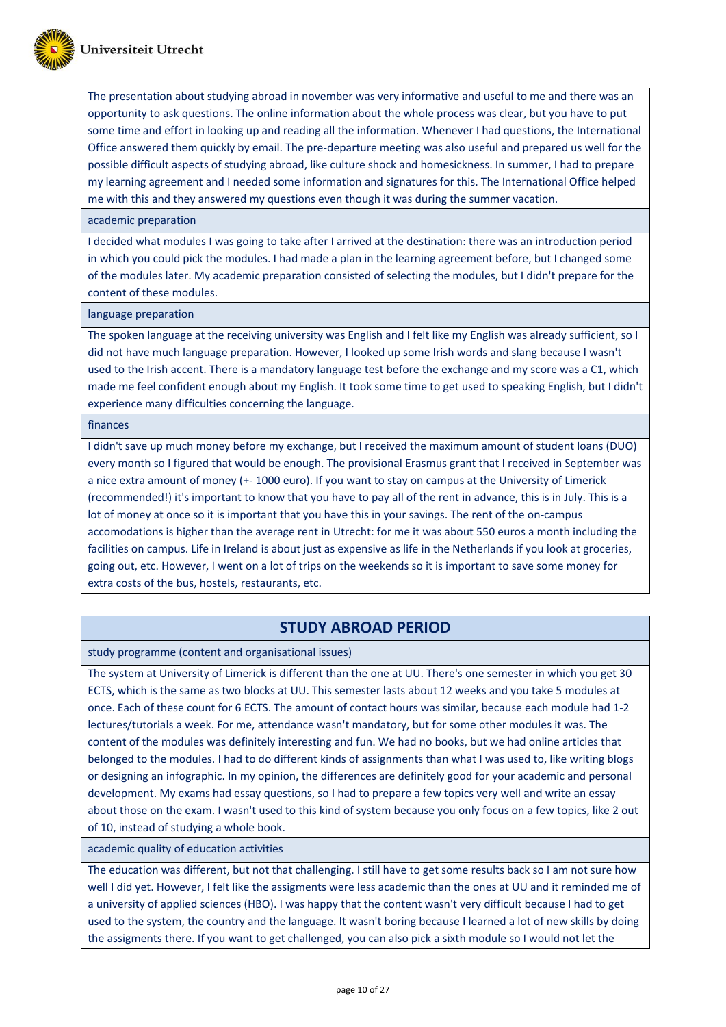The presentation about studying abroad in november was very informative and useful to me and there was an opportunity to ask questions. The online information about the whole process was clear, but you have to put some time and effort in looking up and reading all the information. Whenever I had questions, the International Office answered them quickly by email. The pre-departure meeting was also useful and prepared us well for the possible difficult aspects of studying abroad, like culture shock and homesickness. In summer, I had to prepare my learning agreement and I needed some information and signatures for this. The International Office helped me with this and they answered my questions even though it was during the summer vacation.

#### academic preparation

I decided what modules I was going to take after I arrived at the destination: there was an introduction period in which you could pick the modules. I had made a plan in the learning agreement before, but I changed some of the modules later. My academic preparation consisted of selecting the modules, but I didn't prepare for the content of these modules.

#### language preparation

The spoken language at the receiving university was English and I felt like my English was already sufficient, so I did not have much language preparation. However, I looked up some Irish words and slang because I wasn't used to the Irish accent. There is a mandatory language test before the exchange and my score was a C1, which made me feel confident enough about my English. It took some time to get used to speaking English, but I didn't experience many difficulties concerning the language.

#### finances

I didn't save up much money before my exchange, but I received the maximum amount of student loans (DUO) every month so I figured that would be enough. The provisional Erasmus grant that I received in September was a nice extra amount of money (+- 1000 euro). If you want to stay on campus at the University of Limerick (recommended!) it's important to know that you have to pay all of the rent in advance, this is in July. This is a lot of money at once so it is important that you have this in your savings. The rent of the on-campus accomodations is higher than the average rent in Utrecht: for me it was about 550 euros a month including the facilities on campus. Life in Ireland is about just as expensive as life in the Netherlands if you look at groceries, going out, etc. However, I went on a lot of trips on the weekends so it is important to save some money for extra costs of the bus, hostels, restaurants, etc.

## STUDY ABROAD PERIOD

#### study programme (content and organisational issues)

The system at University of Limerick is different than the one at UU. There's one semester in which you get 30 ECTS, which is the same as two blocks at UU. This semester lasts about 12 weeks and you take 5 modules at once. Each of these count for 6 ECTS. The amount of contact hours was similar, because each module had 1-2 lectures/tutorials a week. For me, attendance wasn't mandatory, but for some other modules it was. The content of the modules was definitely interesting and fun. We had no books, but we had online articles that belonged to the modules. I had to do different kinds of assignments than what I was used to, like writing blogs or designing an infographic. In my opinion, the differences are definitely good for your academic and personal development. My exams had essay questions, so I had to prepare a few topics very well and write an essay about those on the exam. I wasn't used to this kind of system because you only focus on a few topics, like 2 out of 10, instead of studying a whole book.

#### academic quality of education activities

The education was different, but not that challenging. I still have to get some results back so I am not sure how well I did yet. However, I felt like the assigments were less academic than the ones at UU and it reminded me of a university of applied sciences (HBO). I was happy that the content wasn't very difficult because I had to get used to the system, the country and the language. It wasn't boring because I learned a lot of new skills by doing the assigments there. If you want to get challenged, you can also pick a sixth module so I would not let the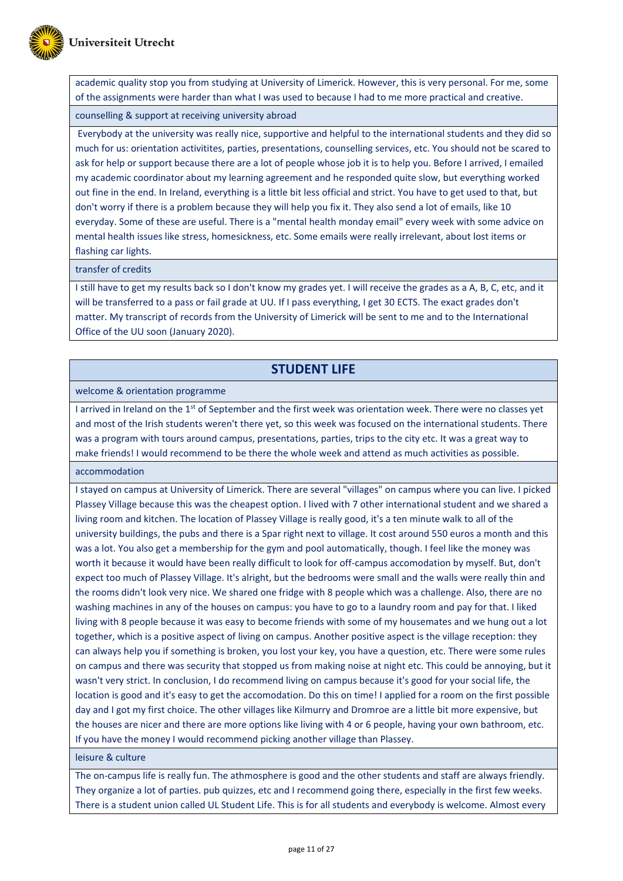academic quality stop you from studying at University of Limerick. However, this is very personal. For me, some of the assignments were harder than what I was used to because I had to me more practical and creative.

counselling & support at receiving university abroad

Everybody at the university was really nice, supportive and helpful to the international students and they did so much for us: orientation activitites, parties, presentations, counselling services, etc. You should not be scared to ask for help or support because there are a lot of people whose job it is to help you. Before I arrived, I emailed my academic coordinator about my learning agreement and he responded quite slow, but everything worked out fine in the end. In Ireland, everything is a little bit less official and strict. You have to get used to that, but don't worry if there is a problem because they will help you fix it. They also send a lot of emails, like 10 everyday. Some of these are useful. There is a "mental health monday email" every week with some advice on mental health issues like stress, homesickness, etc. Some emails were really irrelevant, about lost items or flashing car lights.

transfer of credits

I still have to get my results back so I don't know my grades yet. I will receive the grades as a A, B, C, etc, and it will be transferred to a pass or fail grade at UU. If I pass everything, I get 30 ECTS. The exact grades don't matter. My transcript of records from the University of Limerick will be sent to me and to the International Office of the UU soon (January 2020).

## STUDENT LIFE

welcome & orientation programme

I arrived in Ireland on the 1st of September and the first week was orientation week. There were no classes yet and most of the Irish students weren't there yet, so this week was focused on the international students. There was a program with tours around campus, presentations, parties, trips to the city etc. It was a great way to make friends! I would recommend to be there the whole week and attend as much activities as possible.

accommodation

I stayed on campus at University of Limerick. There are several "villages" on campus where you can live. I picked Plassey Village because this was the cheapest option. I lived with 7 other international student and we shared a living room and kitchen. The location of Plassey Village is really good, it's a ten minute walk to all of the university buildings, the pubs and there is a Spar right next to village. It cost around 550 euros a month and this was a lot. You also get a membership for the gym and pool automatically, though. I feel like the money was worth it because it would have been really difficult to look for off-campus accomodation by myself. But, don't expect too much of Plassey Village. It's alright, but the bedrooms were small and the walls were really thin and the rooms didn't look very nice. We shared one fridge with 8 people which was a challenge. Also, there are no washing machines in any of the houses on campus: you have to go to a laundry room and pay for that. I liked living with 8 people because it was easy to become friends with some of my housemates and we hung out a lot together, which is a positive aspect of living on campus. Another positive aspect is the village reception: they can always help you if something is broken, you lost your key, you have a question, etc. There were some rules on campus and there was security that stopped us from making noise at night etc. This could be annoying, but it wasn't very strict. In conclusion, I do recommend living on campus because it's good for your social life, the location is good and it's easy to get the accomodation. Do this on time! I applied for a room on the first possible day and I got my first choice. The other villages like Kilmurry and Dromroe are a little bit more expensive, but the houses are nicer and there are more options like living with 4 or 6 people, having your own bathroom, etc. If you have the money I would recommend picking another village than Plassey.

leisure & culture

The on-campus life is really fun. The athmosphere is good and the other students and staff are always friendly. They organize a lot of parties. pub quizzes, etc and I recommend going there, especially in the first few weeks. There is a student union called UL Student Life. This is for all students and everybody is welcome. Almost every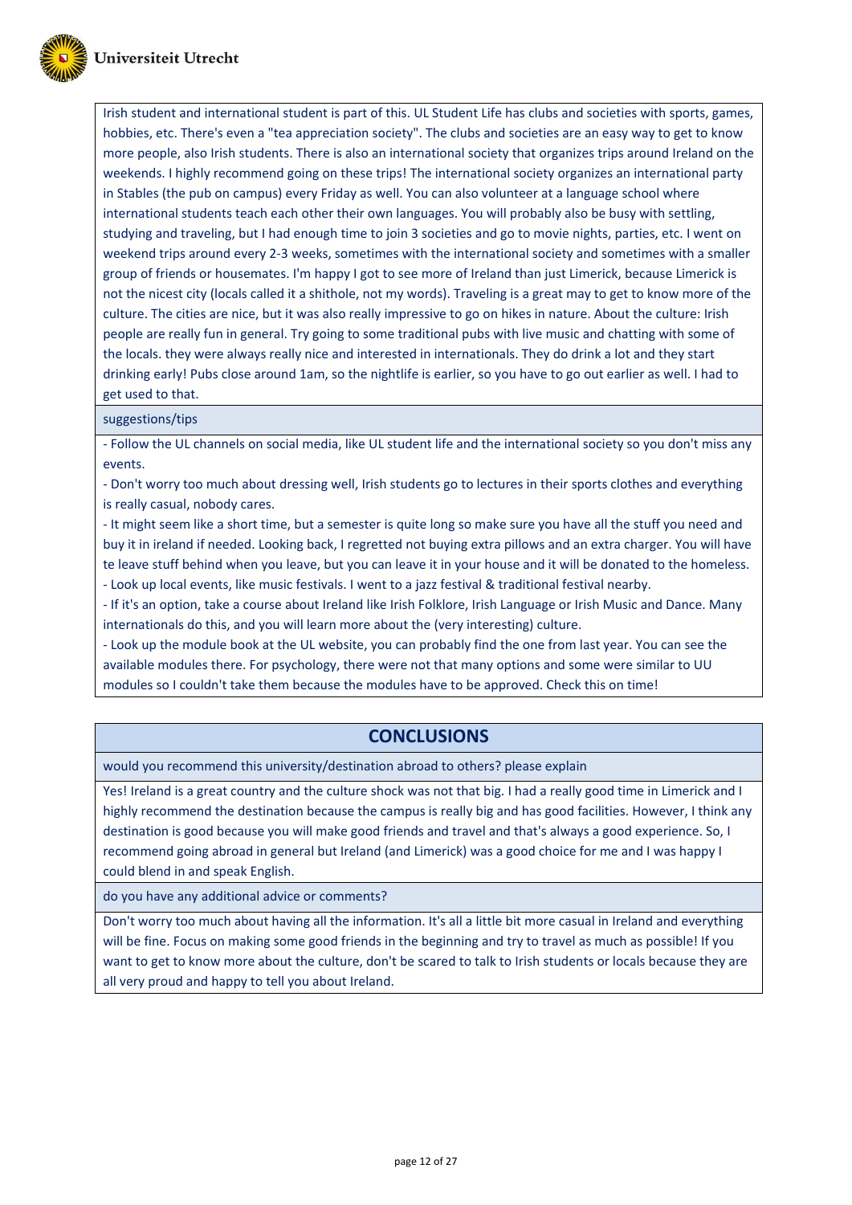Irish student and international student is part of this. UL Student Life has clubs and societies with sports, games, hobbies, etc. There's even a "tea appreciation society". The clubs and societies are an easy way to get to know more people, also Irish students. There is also an international society that organizes trips around Ireland on the weekends. I highly recommend going on these trips! The international society organizes an international party in Stables (the pub on campus) every Friday as well. You can also volunteer at a language school where international students teach each other their own languages. You will probably also be busy with settling, studying and traveling, but I had enough time to join 3 societies and go to movie nights, parties, etc. I went on weekend trips around every 2-3 weeks, sometimes with the international society and sometimes with a smaller group of friends or housemates. I'm happy I got to see more of Ireland than just Limerick, because Limerick is not the nicest city (locals called it a shithole, not my words). Traveling is a great may to get to know more of the culture. The cities are nice, but it was also really impressive to go on hikes in nature. About the culture: Irish people are really fun in general. Try going to some traditional pubs with live music and chatting with some of the locals. they were always really nice and interested in internationals. They do drink a lot and they start drinking early! Pubs close around 1am, so the nightlife is earlier, so you have to go out earlier as well. I had to get used to that.

suggestions/tips

- Follow the UL channels on social media, like UL student life and the international society so you don't miss any events.
- Don't worry too much about dressing well, Irish students go to lectures in their sports clothes and everything is really casual, nobody cares.
- It might seem like a short time, but a semester is quite long so make sure you have all the stuff you need and buy it in ireland if needed. Looking back, I regretted not buying extra pillows and an extra charger. You will have te leave stuff behind when you leave, but you can leave it in your house and it will be donated to the homeless.
- Look up local events, like music festivals. I went to a jazz festival & traditional festival nearby.
- If it's an option, take a course about Ireland like Irish Folklore, Irish Language or Irish Music and Dance. Many internationals do this, and you will learn more about the (very interesting) culture.
- Look up the module book at the UL website, you can probably find the one from last year. You can see the available modules there. For psychology, there were not that many options and some were similar to UU modules so I couldn't take them because the modules have to be approved. Check this on time!

## CONCLUSIONS

would you recommend this university/destination abroad to others? please explain

Yes! Ireland is a great country and the culture shock was not that big. I had a really good time in Limerick and I highly recommend the destination because the campus is really big and has good facilities. However, I think any destination is good because you will make good friends and travel and that's always a good experience. So, I recommend going abroad in general but Ireland (and Limerick) was a good choice for me and I was happy I could blend in and speak English.

do you have any additional advice or comments?

Don't worry too much about having all the information. It's all a little bit more casual in Ireland and everything will be fine. Focus on making some good friends in the beginning and try to travel as much as possible! If you want to get to know more about the culture, don't be scared to talk to Irish students or locals because they are all very proud and happy to tell you about Ireland.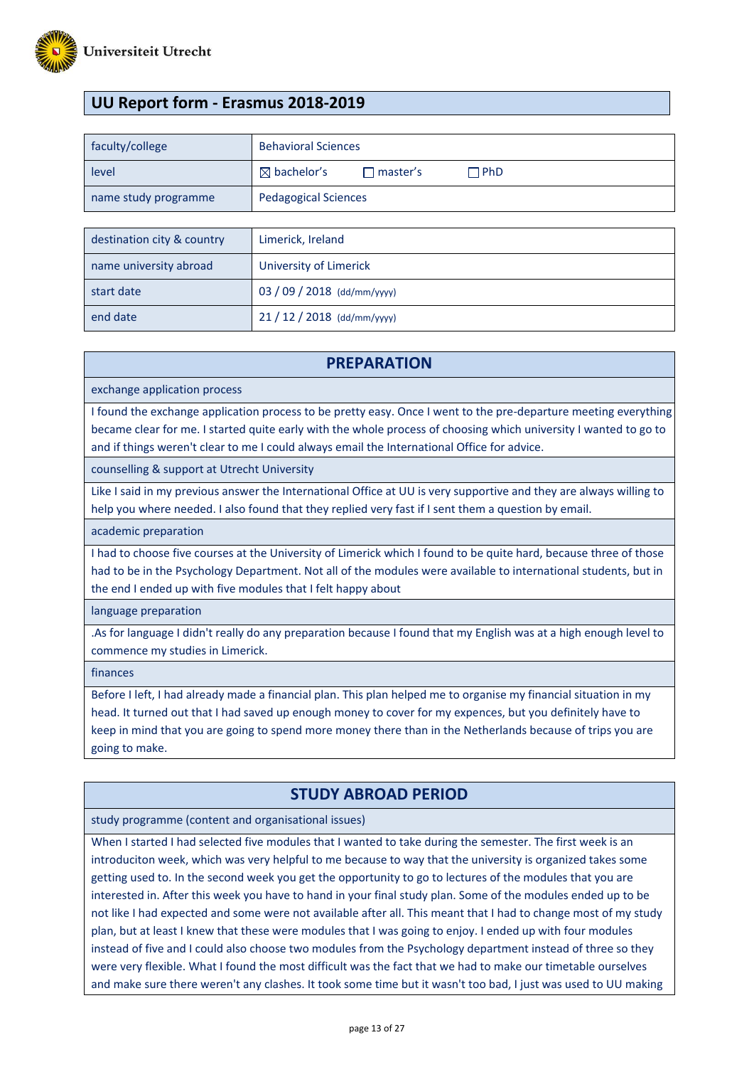Universiteit Utrecht

## UU Report form - Erasmus 2018-2019

| faculty/college | Behavioral Sciences |
|---|---|
| level | ☒ bachelor's ☐ master's ☐ PhD |
| name study programme | Pedagogical Sciences |

| destination city & country | Limerick, Ireland |
|---|---|
| name university abroad | University of Limerick |
| start date | 03 / 09 / 2018 (dd/mm/yyyy) |
| end date | 21 / 12 / 2018 (dd/mm/yyyy) |

## PREPARATION

**exchange application process**

I found the exchange application process to be pretty easy. Once I went to the pre-departure meeting everything became clear for me. I started quite early with the whole process of choosing which university I wanted to go to and if things weren't clear to me I could always email the International Office for advice.

**counselling & support at Utrecht University**

Like I said in my previous answer the International Office at UU is very supportive and they are always willing to help you where needed. I also found that they replied very fast if I sent them a question by email.

**academic preparation**

I had to choose five courses at the University of Limerick which I found to be quite hard, because three of those had to be in the Psychology Department. Not all of the modules were available to international students, but in the end I ended up with five modules that I felt happy about

**language preparation**

.As for language I didn't really do any preparation because I found that my English was at a high enough level to commence my studies in Limerick.

**finances**

Before I left, I had already made a financial plan. This plan helped me to organise my financial situation in my head. It turned out that I had saved up enough money to cover for my expences, but you definitely have to keep in mind that you are going to spend more money there than in the Netherlands because of trips you are going to make.

## STUDY ABROAD PERIOD

**study programme (content and organisational issues)**

When I started I had selected five modules that I wanted to take during the semester. The first week is an introduciton week, which was very helpful to me because to way that the university is organized takes some getting used to. In the second week you get the opportunity to go to lectures of the modules that you are interested in. After this week you have to hand in your final study plan. Some of the modules ended up to be not like I had expected and some were not available after all. This meant that I had to change most of my study plan, but at least I knew that these were modules that I was going to enjoy. I ended up with four modules instead of five and I could also choose two modules from the Psychology department instead of three so they were very flexible. What I found the most difficult was the fact that we had to make our timetable ourselves and make sure there weren't any clashes. It took some time but it wasn't too bad, I just was used to UU making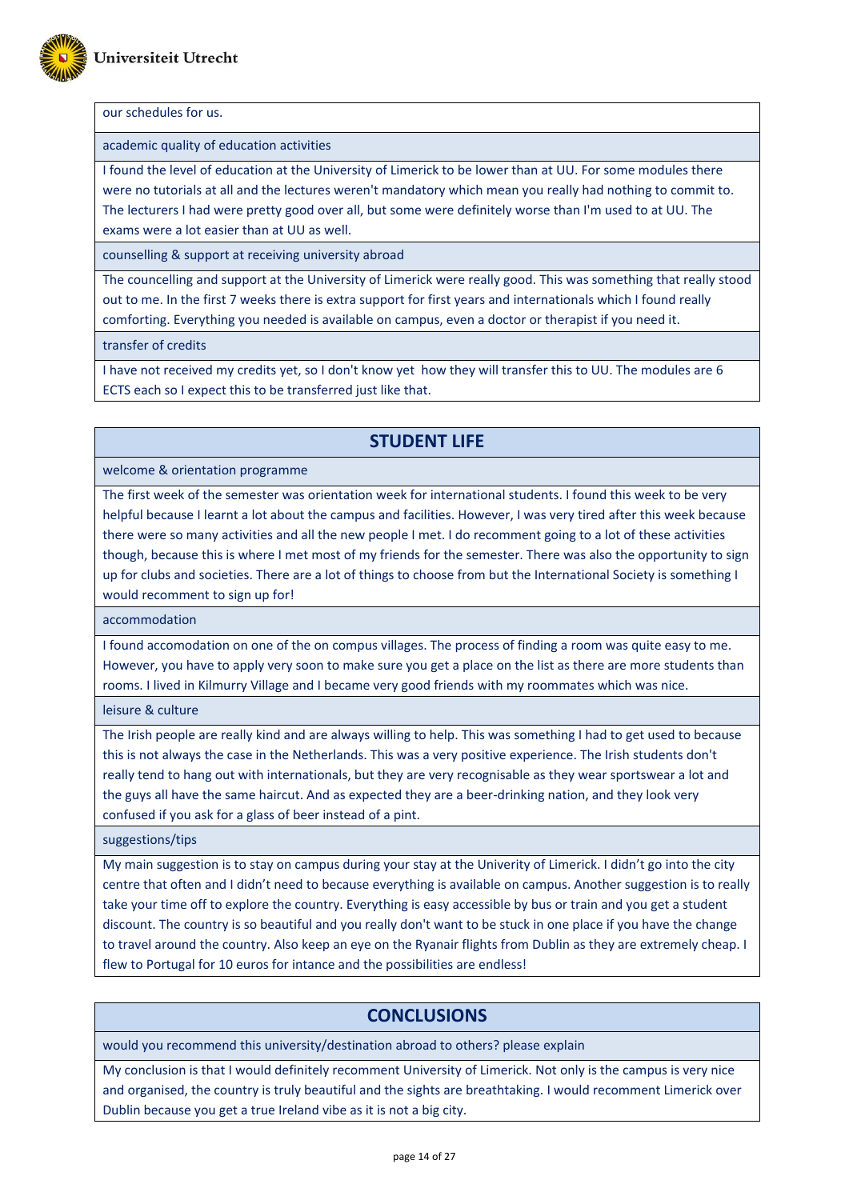our schedules for us.

academic quality of education activities

I found the level of education at the University of Limerick to be lower than at UU. For some modules there were no tutorials at all and the lectures weren't mandatory which mean you really had nothing to commit to. The lecturers I had were pretty good over all, but some were definitely worse than I'm used to at UU. The exams were a lot easier than at UU as well.

counselling & support at receiving university abroad

The councelling and support at the University of Limerick were really good. This was something that really stood out to me. In the first 7 weeks there is extra support for first years and internationals which I found really comforting. Everything you needed is available on campus, even a doctor or therapist if you need it.

transfer of credits

I have not received my credits yet, so I don't know yet  how they will transfer this to UU. The modules are 6 ECTS each so I expect this to be transferred just like that.

## STUDENT LIFE

welcome & orientation programme

The first week of the semester was orientation week for international students. I found this week to be very helpful because I learnt a lot about the campus and facilities. However, I was very tired after this week because there were so many activities and all the new people I met. I do recomment going to a lot of these activities though, because this is where I met most of my friends for the semester. There was also the opportunity to sign up for clubs and societies. There are a lot of things to choose from but the International Society is something I would recomment to sign up for!

accommodation

I found accomodation on one of the on compus villages. The process of finding a room was quite easy to me. However, you have to apply very soon to make sure you get a place on the list as there are more students than rooms. I lived in Kilmurry Village and I became very good friends with my roommates which was nice.

leisure & culture

The Irish people are really kind and are always willing to help. This was something I had to get used to because this is not always the case in the Netherlands. This was a very positive experience. The Irish students don't really tend to hang out with internationals, but they are very recognisable as they wear sportswear a lot and the guys all have the same haircut. And as expected they are a beer-drinking nation, and they look very confused if you ask for a glass of beer instead of a pint.

suggestions/tips

My main suggestion is to stay on campus during your stay at the Univerity of Limerick. I didn't go into the city centre that often and I didn't need to because everything is available on campus. Another suggestion is to really take your time off to explore the country. Everything is easy accessible by bus or train and you get a student discount. The country is so beautiful and you really don't want to be stuck in one place if you have the change to travel around the country. Also keep an eye on the Ryanair flights from Dublin as they are extremely cheap. I flew to Portugal for 10 euros for intance and the possibilities are endless!

## CONCLUSIONS

would you recommend this university/destination abroad to others? please explain

My conclusion is that I would definitely recomment University of Limerick. Not only is the campus is very nice and organised, the country is truly beautiful and the sights are breathtaking. I would recomment Limerick over Dublin because you get a true Ireland vibe as it is not a big city.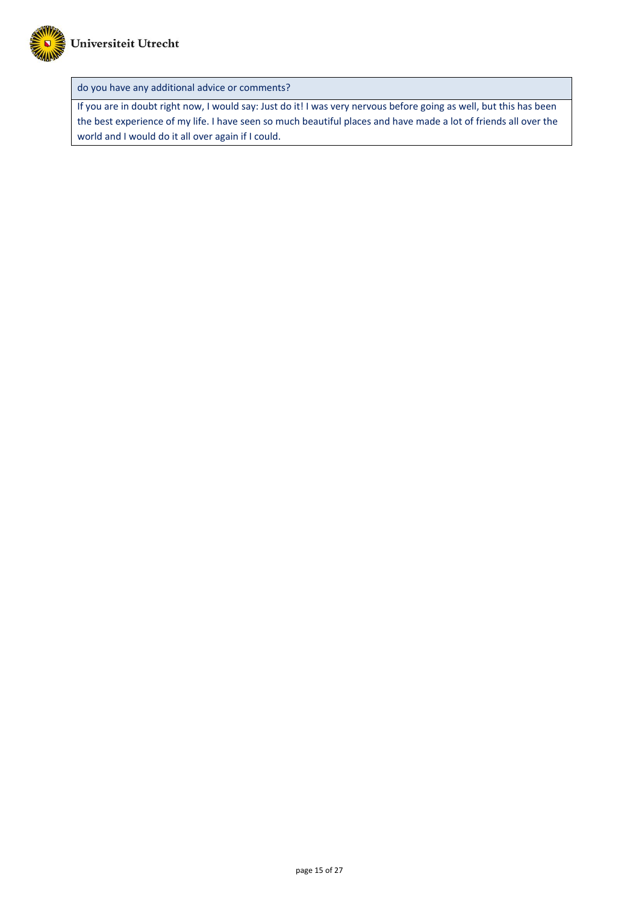| do you have any additional advice or comments? |
| --- |
| If you are in doubt right now, I would say: Just do it! I was very nervous before going as well, but this has been the best experience of my life. I have seen so much beautiful places and have made a lot of friends all over the world and I would do it all over again if I could. |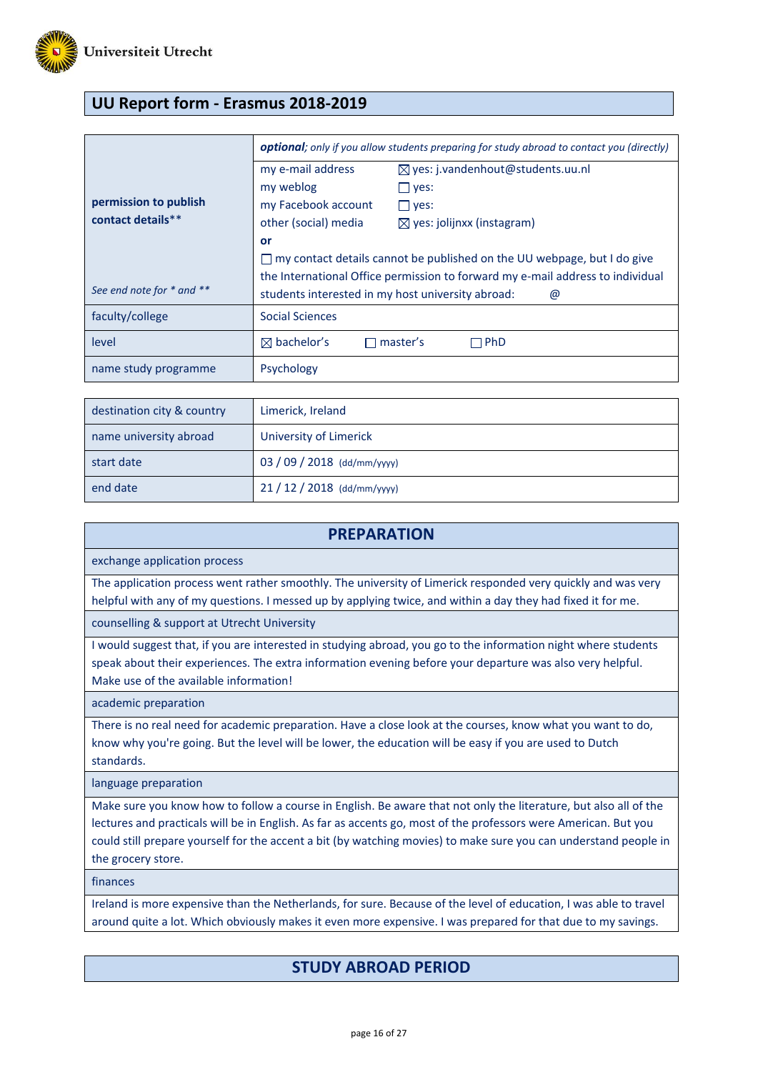## UU Report form - Erasmus 2018-2019

| | |
|---|---|
| **permission to publish contact details**** <br><br> *See end note for * and *** | ***optional**; only if you allow students preparing for study abroad to contact you (directly)* |
| | my e-mail address ☒ yes: j.vandenhout@students.uu.nl <br> my weblog ☐ yes: <br> my Facebook account ☐ yes: <br> other (social) media ☒ yes: jolijnxx (instagram) <br> **or** <br> ☐ my contact details cannot be published on the UU webpage, but I do give the International Office permission to forward my e-mail address to individual students interested in my host university abroad: @ |
| faculty/college | Social Sciences |
| level | ☒ bachelor's ☐ master's ☐ PhD |
| name study programme | Psychology |

| | |
|---|---|
| destination city & country | Limerick, Ireland |
| name university abroad | University of Limerick |
| start date | 03 / 09 / 2018 (dd/mm/yyyy) |
| end date | 21 / 12 / 2018 (dd/mm/yyyy) |

## PREPARATION

**exchange application process**

The application process went rather smoothly. The university of Limerick responded very quickly and was very helpful with any of my questions. I messed up by applying twice, and within a day they had fixed it for me.

**counselling & support at Utrecht University**

I would suggest that, if you are interested in studying abroad, you go to the information night where students speak about their experiences. The extra information evening before your departure was also very helpful. Make use of the available information!

**academic preparation**

There is no real need for academic preparation. Have a close look at the courses, know what you want to do, know why you're going. But the level will be lower, the education will be easy if you are used to Dutch standards.

**language preparation**

Make sure you know how to follow a course in English. Be aware that not only the literature, but also all of the lectures and practicals will be in English. As far as accents go, most of the professors were American. But you could still prepare yourself for the accent a bit (by watching movies) to make sure you can understand people in the grocery store.

**finances**

Ireland is more expensive than the Netherlands, for sure. Because of the level of education, I was able to travel around quite a lot. Which obviously makes it even more expensive. I was prepared for that due to my savings.

## STUDY ABROAD PERIOD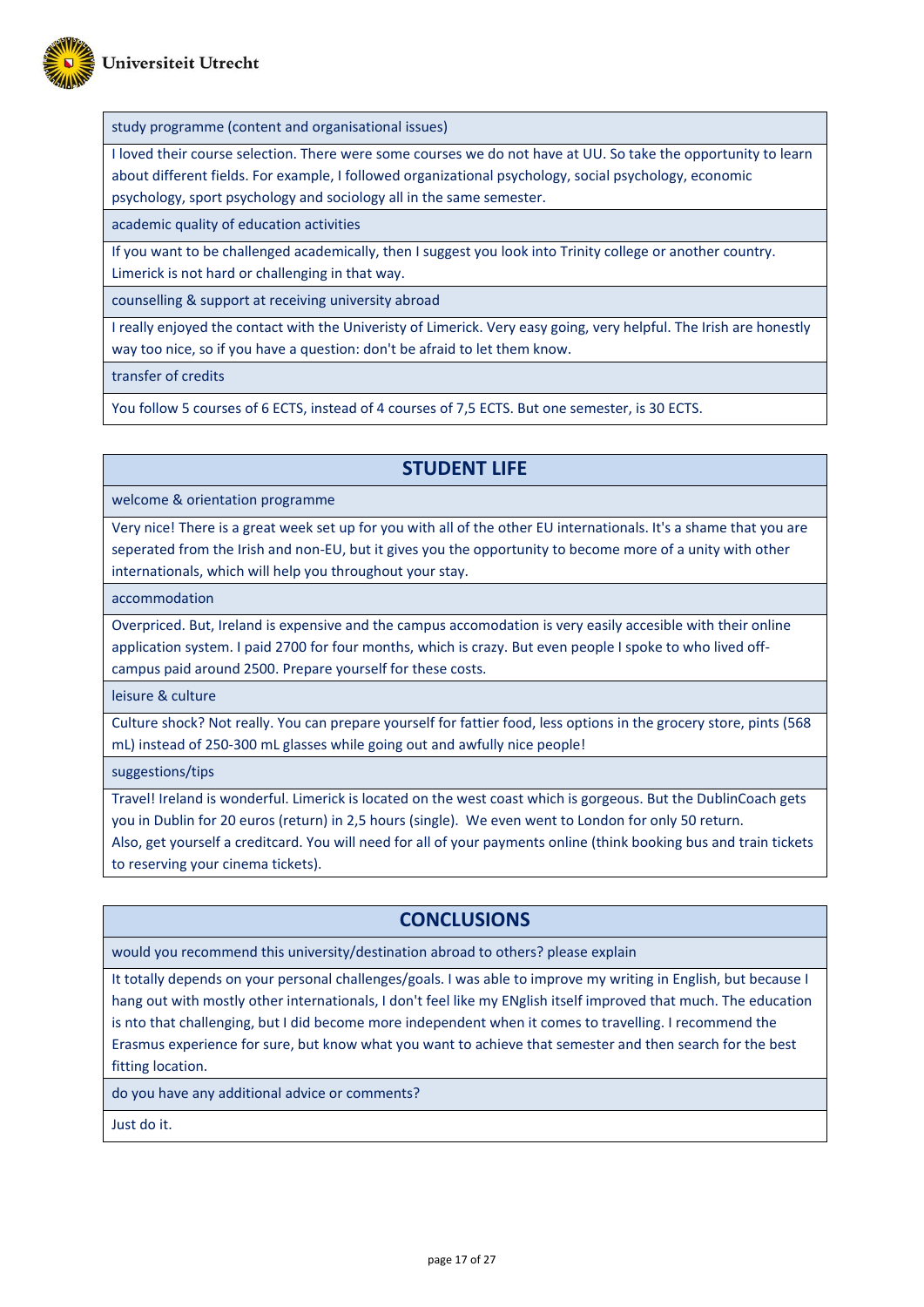study programme (content and organisational issues)

I loved their course selection. There were some courses we do not have at UU. So take the opportunity to learn about different fields. For example, I followed organizational psychology, social psychology, economic psychology, sport psychology and sociology all in the same semester.

academic quality of education activities

If you want to be challenged academically, then I suggest you look into Trinity college or another country. Limerick is not hard or challenging in that way.

counselling & support at receiving university abroad

I really enjoyed the contact with the Univeristy of Limerick. Very easy going, very helpful. The Irish are honestly way too nice, so if you have a question: don't be afraid to let them know.

transfer of credits

You follow 5 courses of 6 ECTS, instead of 4 courses of 7,5 ECTS. But one semester, is 30 ECTS.

## STUDENT LIFE

welcome & orientation programme

Very nice! There is a great week set up for you with all of the other EU internationals. It's a shame that you are seperated from the Irish and non-EU, but it gives you the opportunity to become more of a unity with other internationals, which will help you throughout your stay.

accommodation

Overpriced. But, Ireland is expensive and the campus accomodation is very easily accesible with their online application system. I paid 2700 for four months, which is crazy. But even people I spoke to who lived off-campus paid around 2500. Prepare yourself for these costs.

leisure & culture

Culture shock? Not really. You can prepare yourself for fattier food, less options in the grocery store, pints (568 mL) instead of 250-300 mL glasses while going out and awfully nice people!

suggestions/tips

Travel! Ireland is wonderful. Limerick is located on the west coast which is gorgeous. But the DublinCoach gets you in Dublin for 20 euros (return) in 2,5 hours (single). We even went to London for only 50 return.
Also, get yourself a creditcard. You will need for all of your payments online (think booking bus and train tickets to reserving your cinema tickets).

## CONCLUSIONS

would you recommend this university/destination abroad to others? please explain

It totally depends on your personal challenges/goals. I was able to improve my writing in English, but because I hang out with mostly other internationals, I don't feel like my ENglish itself improved that much. The education is nto that challenging, but I did become more independent when it comes to travelling. I recommend the Erasmus experience for sure, but know what you want to achieve that semester and then search for the best fitting location.

do you have any additional advice or comments?

Just do it.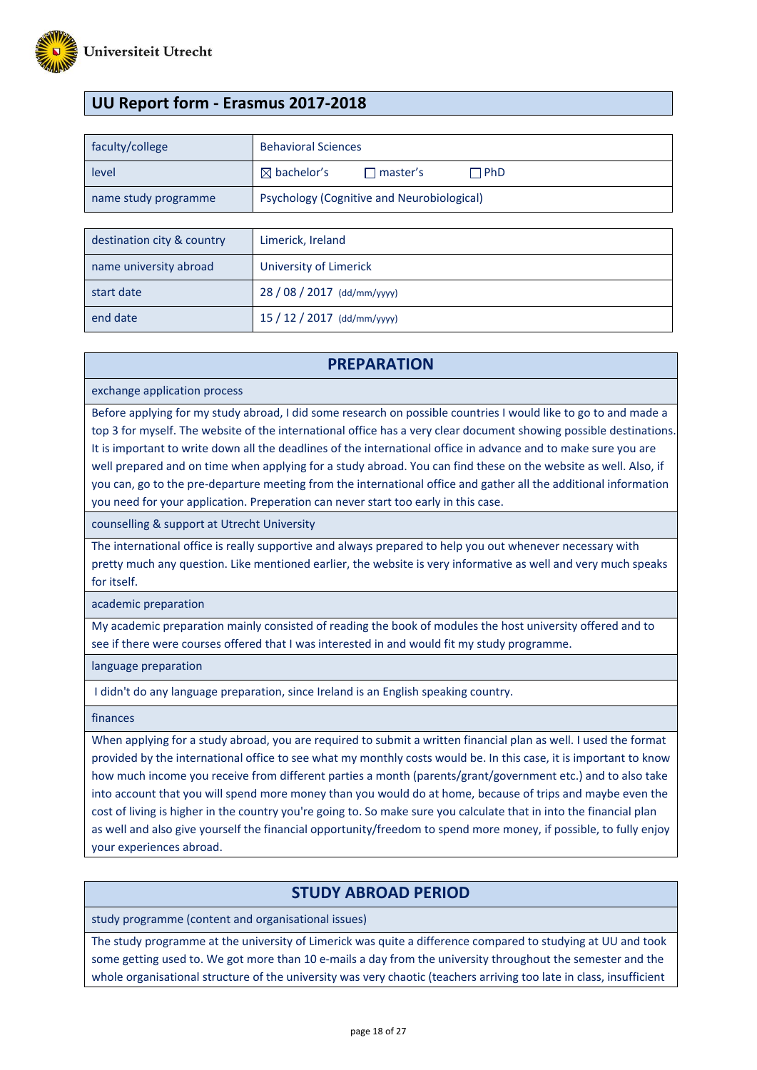## UU Report form - Erasmus 2017-2018

| faculty/college | Behavioral Sciences |
|---|---|
| level | ☒ bachelor's ☐ master's ☐ PhD |
| name study programme | Psychology (Cognitive and Neurobiological) |

| destination city & country | Limerick, Ireland |
|---|---|
| name university abroad | University of Limerick |
| start date | 28 / 08 / 2017 (dd/mm/yyyy) |
| end date | 15 / 12 / 2017 (dd/mm/yyyy) |

## PREPARATION

**exchange application process**

Before applying for my study abroad, I did some research on possible countries I would like to go to and made a top 3 for myself. The website of the international office has a very clear document showing possible destinations. It is important to write down all the deadlines of the international office in advance and to make sure you are well prepared and on time when applying for a study abroad. You can find these on the website as well. Also, if you can, go to the pre-departure meeting from the international office and gather all the additional information you need for your application. Preperation can never start too early in this case.

**counselling & support at Utrecht University**

The international office is really supportive and always prepared to help you out whenever necessary with pretty much any question. Like mentioned earlier, the website is very informative as well and very much speaks for itself.

**academic preparation**

My academic preparation mainly consisted of reading the book of modules the host university offered and to see if there were courses offered that I was interested in and would fit my study programme.

**language preparation**

I didn't do any language preparation, since Ireland is an English speaking country.

**finances**

When applying for a study abroad, you are required to submit a written financial plan as well. I used the format provided by the international office to see what my monthly costs would be. In this case, it is important to know how much income you receive from different parties a month (parents/grant/government etc.) and to also take into account that you will spend more money than you would do at home, because of trips and maybe even the cost of living is higher in the country you're going to. So make sure you calculate that in into the financial plan as well and also give yourself the financial opportunity/freedom to spend more money, if possible, to fully enjoy your experiences abroad.

## STUDY ABROAD PERIOD

**study programme (content and organisational issues)**

The study programme at the university of Limerick was quite a difference compared to studying at UU and took some getting used to. We got more than 10 e-mails a day from the university throughout the semester and the whole organisational structure of the university was very chaotic (teachers arriving too late in class, insufficient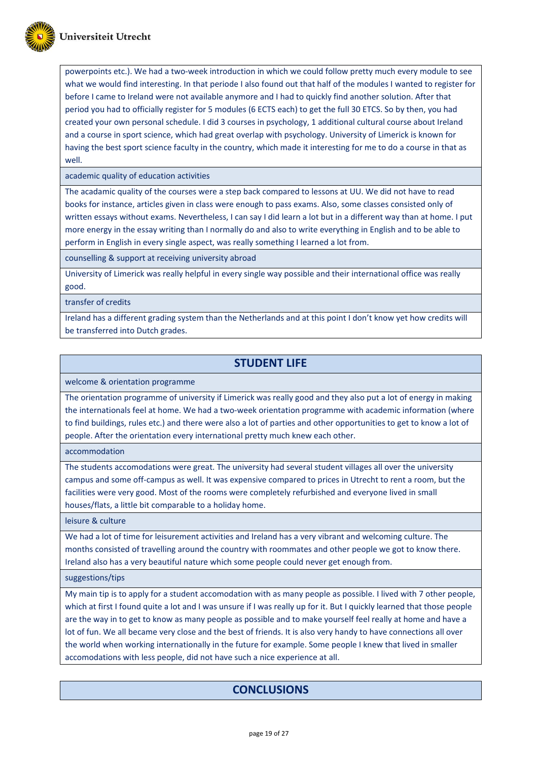powerpoints etc.). We had a two-week introduction in which we could follow pretty much every module to see what we would find interesting. In that periode I also found out that half of the modules I wanted to register for before I came to Ireland were not available anymore and I had to quickly find another solution. After that period you had to officially register for 5 modules (6 ECTS each) to get the full 30 ETCS. So by then, you had created your own personal schedule. I did 3 courses in psychology, 1 additional cultural course about Ireland and a course in sport science, which had great overlap with psychology. University of Limerick is known for having the best sport science faculty in the country, which made it interesting for me to do a course in that as well.

### academic quality of education activities

The acadamic quality of the courses were a step back compared to lessons at UU. We did not have to read books for instance, articles given in class were enough to pass exams. Also, some classes consisted only of written essays without exams. Nevertheless, I can say I did learn a lot but in a different way than at home. I put more energy in the essay writing than I normally do and also to write everything in English and to be able to perform in English in every single aspect, was really something I learned a lot from.

### counselling & support at receiving university abroad

University of Limerick was really helpful in every single way possible and their international office was really good.

### transfer of credits

Ireland has a different grading system than the Netherlands and at this point I don't know yet how credits will be transferred into Dutch grades.

## STUDENT LIFE

### welcome & orientation programme

The orientation programme of university if Limerick was really good and they also put a lot of energy in making the internationals feel at home. We had a two-week orientation programme with academic information (where to find buildings, rules etc.) and there were also a lot of parties and other opportunities to get to know a lot of people. After the orientation every international pretty much knew each other.

### accommodation

The students accomodations were great. The university had several student villages all over the university campus and some off-campus as well. It was expensive compared to prices in Utrecht to rent a room, but the facilities were very good. Most of the rooms were completely refurbished and everyone lived in small houses/flats, a little bit comparable to a holiday home.

### leisure & culture

We had a lot of time for leisurement activities and Ireland has a very vibrant and welcoming culture. The months consisted of travelling around the country with roommates and other people we got to know there. Ireland also has a very beautiful nature which some people could never get enough from.

### suggestions/tips

My main tip is to apply for a student accomodation with as many people as possible. I lived with 7 other people, which at first I found quite a lot and I was unsure if I was really up for it. But I quickly learned that those people are the way in to get to know as many people as possible and to make yourself feel really at home and have a lot of fun. We all became very close and the best of friends. It is also very handy to have connections all over the world when working internationally in the future for example. Some people I knew that lived in smaller accomodations with less people, did not have such a nice experience at all.

## CONCLUSIONS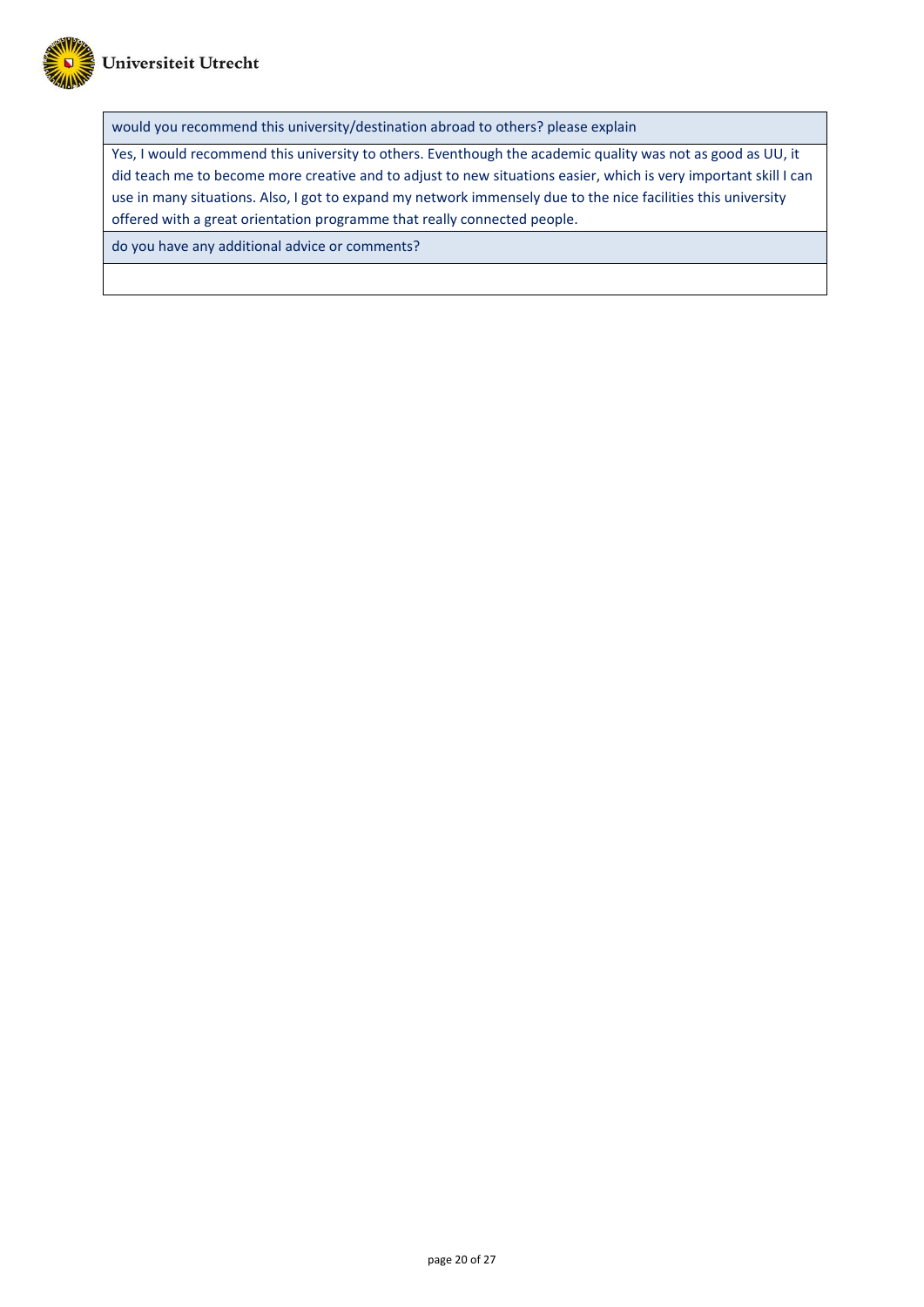| would you recommend this university/destination abroad to others? please explain |
|---|
| Yes, I would recommend this university to others. Eventhough the academic quality was not as good as UU, it did teach me to become more creative and to adjust to new situations easier, which is very important skill I can use in many situations. Also, I got to expand my network immensely due to the nice facilities this university offered with a great orientation programme that really connected people. |
| do you have any additional advice or comments? |
| |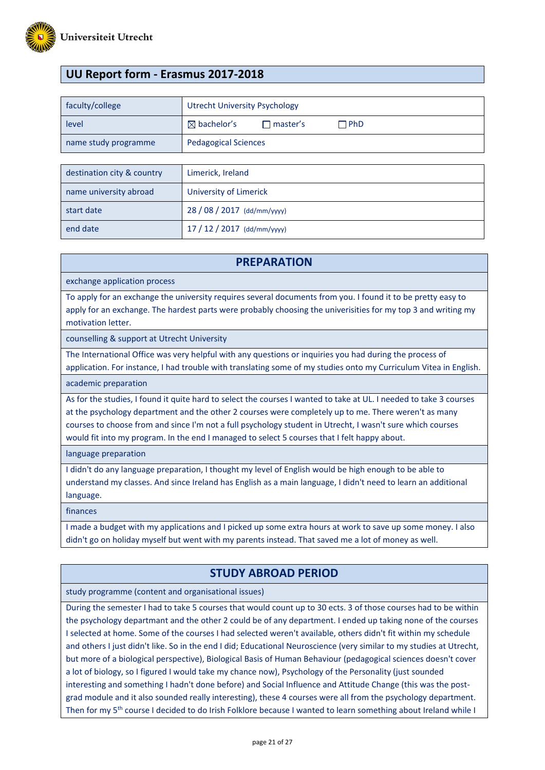Universiteit Utrecht

## UU Report form - Erasmus 2017-2018

| | |
|---|---|
| faculty/college | Utrecht University Psychology |
| level | ☒ bachelor's ☐ master's ☐ PhD |
| name study programme | Pedagogical Sciences |

| | |
|---|---|
| destination city & country | Limerick, Ireland |
| name university abroad | University of Limerick |
| start date | 28 / 08 / 2017 (dd/mm/yyyy) |
| end date | 17 / 12 / 2017 (dd/mm/yyyy) |

## PREPARATION

**exchange application process**

To apply for an exchange the university requires several documents from you. I found it to be pretty easy to apply for an exchange. The hardest parts were probably choosing the univerisities for my top 3 and writing my motivation letter.

**counselling & support at Utrecht University**

The International Office was very helpful with any questions or inquiries you had during the process of application. For instance, I had trouble with translating some of my studies onto my Curriculum Vitea in English.

**academic preparation**

As for the studies, I found it quite hard to select the courses I wanted to take at UL. I needed to take 3 courses at the psychology department and the other 2 courses were completely up to me. There weren't as many courses to choose from and since I'm not a full psychology student in Utrecht, I wasn't sure which courses would fit into my program. In the end I managed to select 5 courses that I felt happy about.

**language preparation**

I didn't do any language preparation, I thought my level of English would be high enough to be able to understand my classes. And since Ireland has English as a main language, I didn't need to learn an additional language.

**finances**

I made a budget with my applications and I picked up some extra hours at work to save up some money. I also didn't go on holiday myself but went with my parents instead. That saved me a lot of money as well.

## STUDY ABROAD PERIOD

**study programme (content and organisational issues)**

During the semester I had to take 5 courses that would count up to 30 ects. 3 of those courses had to be within the psychology departmant and the other 2 could be of any department. I ended up taking none of the courses I selected at home. Some of the courses I had selected weren't available, others didn't fit within my schedule and others I just didn't like. So in the end I did; Educational Neuroscience (very similar to my studies at Utrecht, but more of a biological perspective), Biological Basis of Human Behaviour (pedagogical sciences doesn't cover a lot of biology, so I figured I would take my chance now), Psychology of the Personality (just sounded interesting and something I hadn't done before) and Social Influence and Attitude Change (this was the post-grad module and it also sounded really interesting), these 4 courses were all from the psychology department. Then for my 5th course I decided to do Irish Folklore because I wanted to learn something about Ireland while I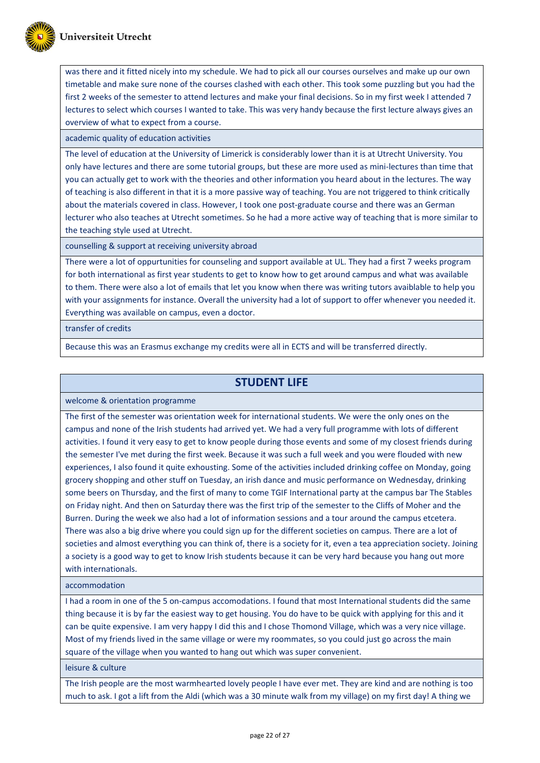was there and it fitted nicely into my schedule. We had to pick all our courses ourselves and make up our own timetable and make sure none of the courses clashed with each other. This took some puzzling but you had the first 2 weeks of the semester to attend lectures and make your final decisions. So in my first week I attended 7 lectures to select which courses I wanted to take. This was very handy because the first lecture always gives an overview of what to expect from a course.

academic quality of education activities

The level of education at the University of Limerick is considerably lower than it is at Utrecht University. You only have lectures and there are some tutorial groups, but these are more used as mini-lectures than time that you can actually get to work with the theories and other information you heard about in the lectures. The way of teaching is also different in that it is a more passive way of teaching. You are not triggered to think critically about the materials covered in class. However, I took one post-graduate course and there was an German lecturer who also teaches at Utrecht sometimes. So he had a more active way of teaching that is more similar to the teaching style used at Utrecht.

counselling & support at receiving university abroad

There were a lot of oppurtunities for counseling and support available at UL. They had a first 7 weeks program for both international as first year students to get to know how to get around campus and what was available to them. There were also a lot of emails that let you know when there was writing tutors avaiblable to help you with your assignments for instance. Overall the university had a lot of support to offer whenever you needed it. Everything was available on campus, even a doctor.

transfer of credits

Because this was an Erasmus exchange my credits were all in ECTS and will be transferred directly.

## STUDENT LIFE

welcome & orientation programme

The first of the semester was orientation week for international students. We were the only ones on the campus and none of the Irish students had arrived yet. We had a very full programme with lots of different activities. I found it very easy to get to know people during those events and some of my closest friends during the semester I've met during the first week. Because it was such a full week and you were flouded with new experiences, I also found it quite exhousting. Some of the activities included drinking coffee on Monday, going grocery shopping and other stuff on Tuesday, an irish dance and music performance on Wednesday, drinking some beers on Thursday, and the first of many to come TGIF International party at the campus bar The Stables on Friday night. And then on Saturday there was the first trip of the semester to the Cliffs of Moher and the Burren. During the week we also had a lot of information sessions and a tour around the campus etcetera. There was also a big drive where you could sign up for the different societies on campus. There are a lot of societies and almost everything you can think of, there is a society for it, even a tea appreciation society. Joining a society is a good way to get to know Irish students because it can be very hard because you hang out more with internationals.

accommodation

I had a room in one of the 5 on-campus accomodations. I found that most International students did the same thing because it is by far the easiest way to get housing. You do have to be quick with applying for this and it can be quite expensive. I am very happy I did this and I chose Thomond Village, which was a very nice village. Most of my friends lived in the same village or were my roommates, so you could just go across the main square of the village when you wanted to hang out which was super convenient.

leisure & culture

The Irish people are the most warmhearted lovely people I have ever met. They are kind and are nothing is too much to ask. I got a lift from the Aldi (which was a 30 minute walk from my village) on my first day! A thing we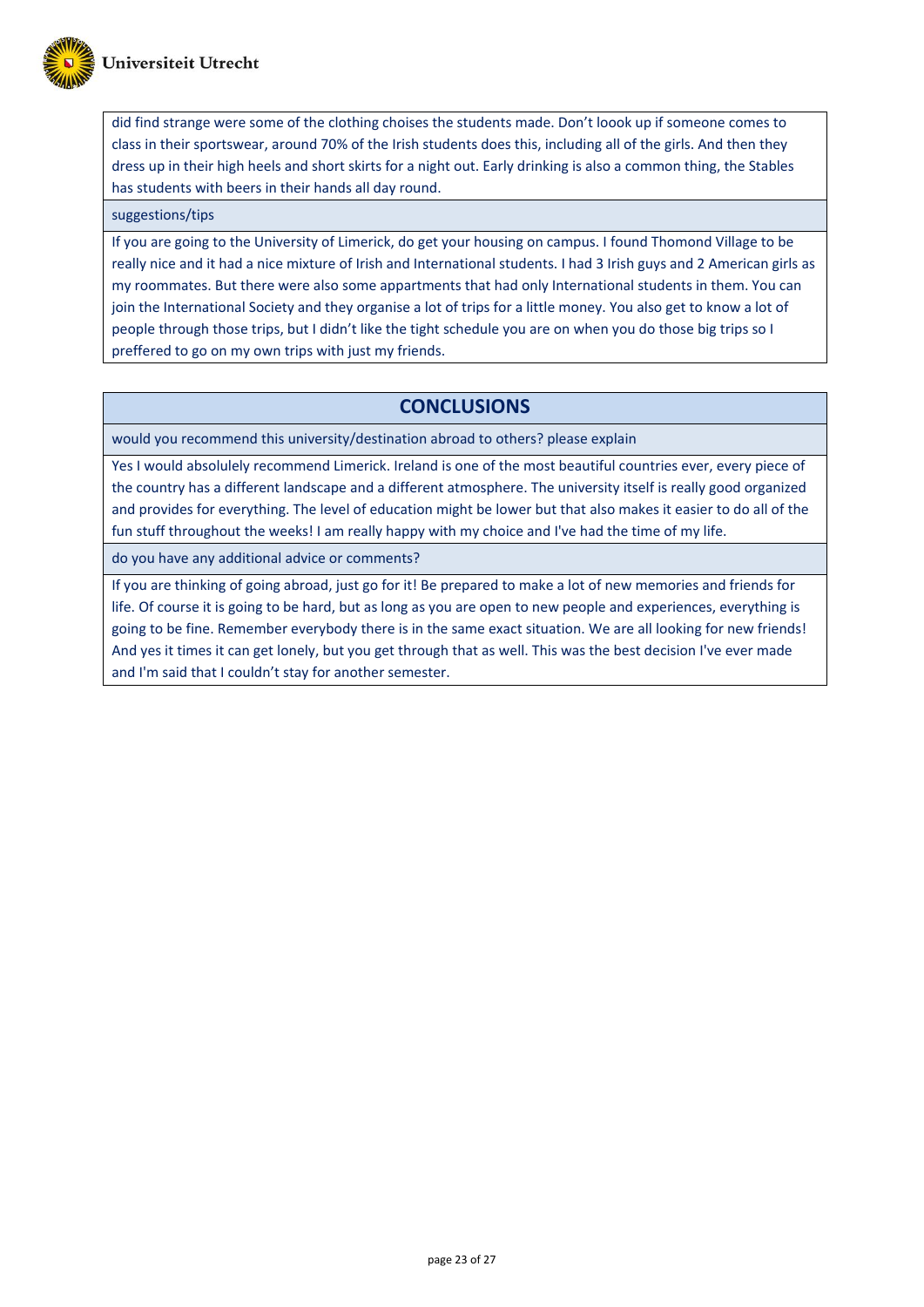did find strange were some of the clothing choises the students made. Don't loook up if someone comes to class in their sportswear, around 70% of the Irish students does this, including all of the girls. And then they dress up in their high heels and short skirts for a night out. Early drinking is also a common thing, the Stables has students with beers in their hands all day round.

suggestions/tips

If you are going to the University of Limerick, do get your housing on campus. I found Thomond Village to be really nice and it had a nice mixture of Irish and International students. I had 3 Irish guys and 2 American girls as my roommates. But there were also some appartments that had only International students in them. You can join the International Society and they organise a lot of trips for a little money. You also get to know a lot of people through those trips, but I didn't like the tight schedule you are on when you do those big trips so I preffered to go on my own trips with just my friends.

## CONCLUSIONS

would you recommend this university/destination abroad to others? please explain

Yes I would absolulely recommend Limerick. Ireland is one of the most beautiful countries ever, every piece of the country has a different landscape and a different atmosphere. The university itself is really good organized and provides for everything. The level of education might be lower but that also makes it easier to do all of the fun stuff throughout the weeks! I am really happy with my choice and I've had the time of my life.

do you have any additional advice or comments?

If you are thinking of going abroad, just go for it! Be prepared to make a lot of new memories and friends for life. Of course it is going to be hard, but as long as you are open to new people and experiences, everything is going to be fine. Remember everybody there is in the same exact situation. We are all looking for new friends! And yes it times it can get lonely, but you get through that as well. This was the best decision I've ever made and I'm said that I couldn't stay for another semester.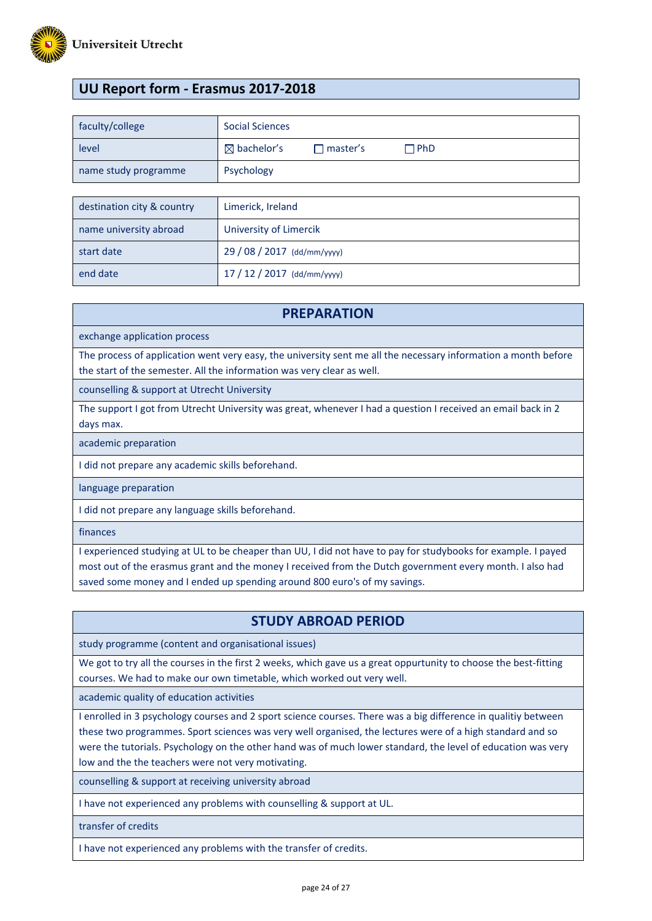Universiteit Utrecht

## UU Report form - Erasmus 2017-2018

| | |
|---|---|
| faculty/college | Social Sciences |
| level | ☒ bachelor's ☐ master's ☐ PhD |
| name study programme | Psychology |

| | |
|---|---|
| destination city & country | Limerick, Ireland |
| name university abroad | University of Limercik |
| start date | 29 / 08 / 2017 (dd/mm/yyyy) |
| end date | 17 / 12 / 2017 (dd/mm/yyyy) |

## PREPARATION

**exchange application process**

The process of application went very easy, the university sent me all the necessary information a month before the start of the semester. All the information was very clear as well.

**counselling & support at Utrecht University**

The support I got from Utrecht University was great, whenever I had a question I received an email back in 2 days max.

**academic preparation**

I did not prepare any academic skills beforehand.

**language preparation**

I did not prepare any language skills beforehand.

**finances**

I experienced studying at UL to be cheaper than UU, I did not have to pay for studybooks for example. I payed most out of the erasmus grant and the money I received from the Dutch government every month. I also had saved some money and I ended up spending around 800 euro's of my savings.

## STUDY ABROAD PERIOD

**study programme (content and organisational issues)**

We got to try all the courses in the first 2 weeks, which gave us a great oppurtunity to choose the best-fitting courses. We had to make our own timetable, which worked out very well.

**academic quality of education activities**

I enrolled in 3 psychology courses and 2 sport science courses. There was a big difference in qualitiy between these two programmes. Sport sciences was very well organised, the lectures were of a high standard and so were the tutorials. Psychology on the other hand was of much lower standard, the level of education was very low and the the teachers were not very motivating.

**counselling & support at receiving university abroad**

I have not experienced any problems with counselling & support at UL.

**transfer of credits**

I have not experienced any problems with the transfer of credits.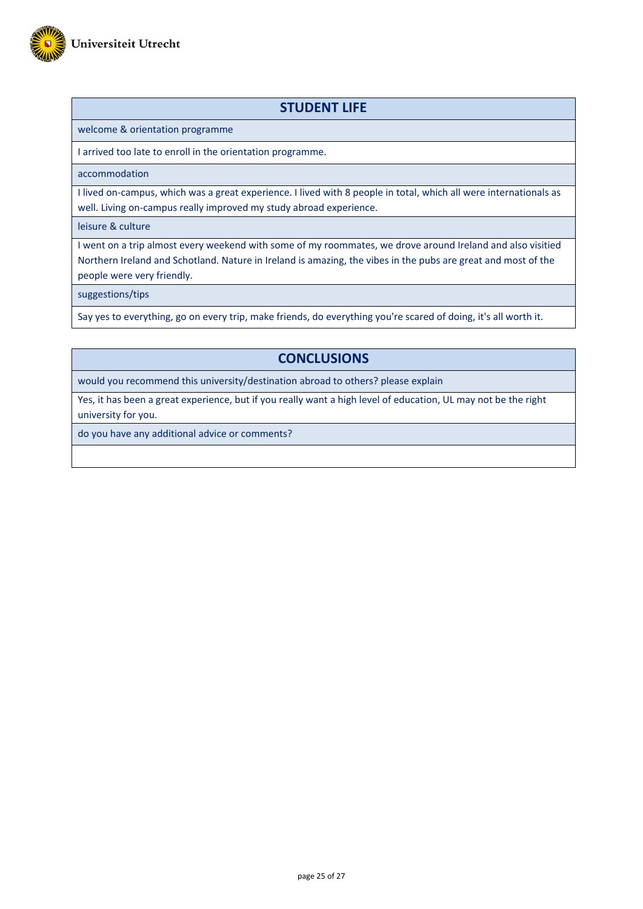## STUDENT LIFE

welcome & orientation programme

I arrived too late to enroll in the orientation programme.

accommodation

I lived on-campus, which was a great experience. I lived with 8 people in total, which all were internationals as well. Living on-campus really improved my study abroad experience.

leisure & culture

I went on a trip almost every weekend with some of my roommates, we drove around Ireland and also visitied Northern Ireland and Schotland. Nature in Ireland is amazing, the vibes in the pubs are great and most of the people were very friendly.

suggestions/tips

Say yes to everything, go on every trip, make friends, do everything you're scared of doing, it's all worth it.

## CONCLUSIONS

would you recommend this university/destination abroad to others? please explain

Yes, it has been a great experience, but if you really want a high level of education, UL may not be the right university for you.

do you have any additional advice or comments?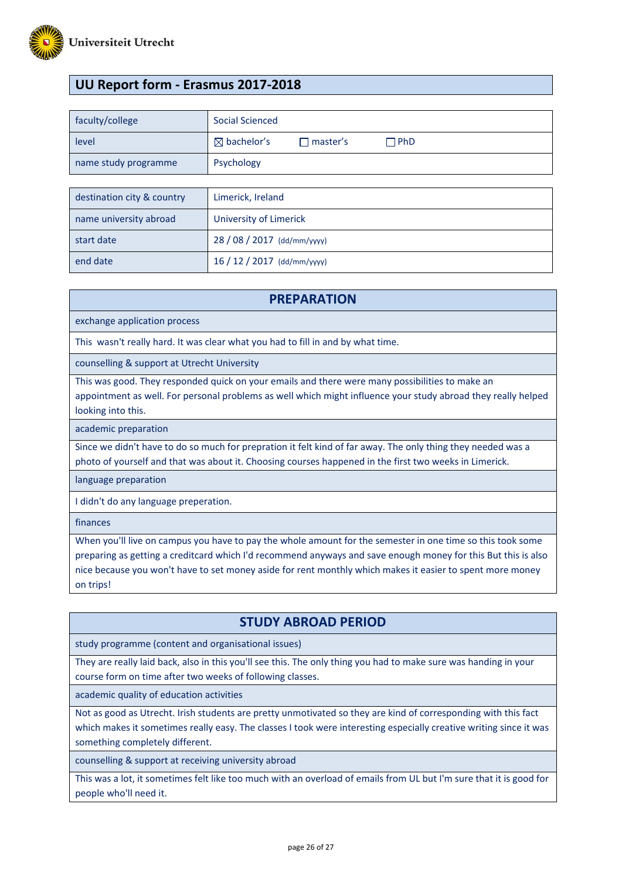Universiteit Utrecht

## UU Report form - Erasmus 2017-2018

| faculty/college | Social Scienced |
|---|---|
| level | ☒ bachelor's ☐ master's ☐ PhD |
| name study programme | Psychology |

| destination city & country | Limerick, Ireland |
|---|---|
| name university abroad | University of Limerick |
| start date | 28 / 08 / 2017 (dd/mm/yyyy) |
| end date | 16 / 12 / 2017 (dd/mm/yyyy) |

### PREPARATION

**exchange application process**

This wasn't really hard. It was clear what you had to fill in and by what time.

**counselling & support at Utrecht University**

This was good. They responded quick on your emails and there were many possibilities to make an appointment as well. For personal problems as well which might influence your study abroad they really helped looking into this.

**academic preparation**

Since we didn't have to do so much for prepration it felt kind of far away. The only thing they needed was a photo of yourself and that was about it. Choosing courses happened in the first two weeks in Limerick.

**language preparation**

I didn't do any language preperation.

**finances**

When you'll live on campus you have to pay the whole amount for the semester in one time so this took some preparing as getting a creditcard which I'd recommend anyways and save enough money for this But this is also nice because you won't have to set money aside for rent monthly which makes it easier to spent more money on trips!

### STUDY ABROAD PERIOD

**study programme (content and organisational issues)**

They are really laid back, also in this you'll see this. The only thing you had to make sure was handing in your course form on time after two weeks of following classes.

**academic quality of education activities**

Not as good as Utrecht. Irish students are pretty unmotivated so they are kind of corresponding with this fact which makes it sometimes really easy. The classes I took were interesting especially creative writing since it was something completely different.

**counselling & support at receiving university abroad**

This was a lot, it sometimes felt like too much with an overload of emails from UL but I'm sure that it is good for people who'll need it.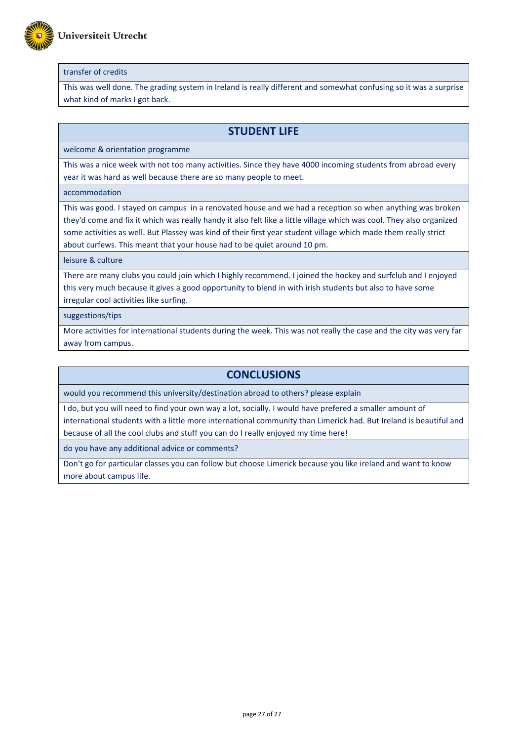transfer of credits

This was well done. The grading system in Ireland is really different and somewhat confusing so it was a surprise what kind of marks I got back.

## STUDENT LIFE

welcome & orientation programme

This was a nice week with not too many activities. Since they have 4000 incoming students from abroad every year it was hard as well because there are so many people to meet.

accommodation

This was good. I stayed on campus in a renovated house and we had a reception so when anything was broken they'd come and fix it which was really handy it also felt like a little village which was cool. They also organized some activities as well. But Plassey was kind of their first year student village which made them really strict about curfews. This meant that your house had to be quiet around 10 pm.

leisure & culture

There are many clubs you could join which I highly recommend. I joined the hockey and surfclub and I enjoyed this very much because it gives a good opportunity to blend in with irish students but also to have some irregular cool activities like surfing.

suggestions/tips

More activities for international students during the week. This was not really the case and the city was very far away from campus.

## CONCLUSIONS

would you recommend this university/destination abroad to others? please explain

I do, but you will need to find your own way a lot, socially. I would have prefered a smaller amount of international students with a little more international community than Limerick had. But Ireland is beautiful and because of all the cool clubs and stuff you can do I really enjoyed my time here!

do you have any additional advice or comments?

Don't go for particular classes you can follow but choose Limerick because you like ireland and want to know more about campus life.